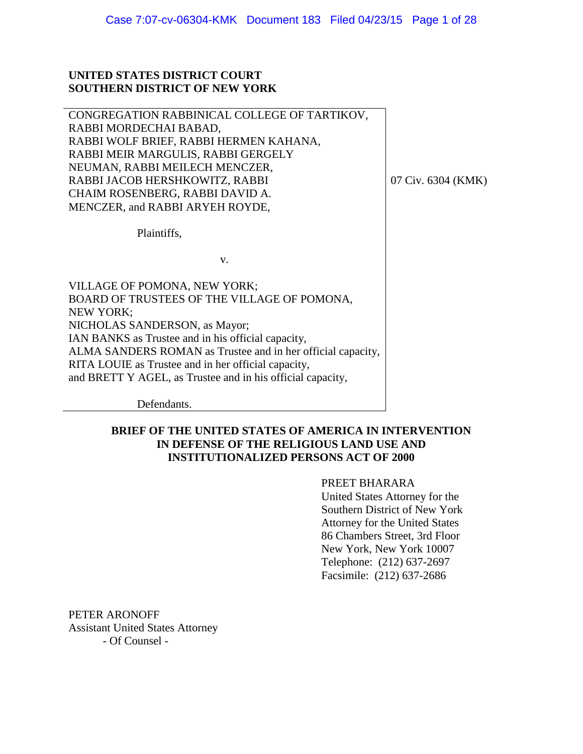**UNITED STATES DISTRICT COURT**
**SOUTHERN DISTRICT OF NEW YORK**

| | |
|---|---|
| CONGREGATION RABBINICAL COLLEGE OF TARTIKOV, RABBI MORDECHAI BABAD, RABBI WOLF BRIEF, RABBI HERMEN KAHANA, RABBI MEIR MARGULIS, RABBI GERGELY NEUMAN, RABBI MEILECH MENCZER, RABBI JACOB HERSHKOWITZ, RABBI CHAIM ROSENBERG, RABBI DAVID A. MENCZER, and RABBI ARYEH ROYDE,<br><br>Plaintiffs,<br><br>v.<br><br>VILLAGE OF POMONA, NEW YORK; BOARD OF TRUSTEES OF THE VILLAGE OF POMONA, NEW YORK; NICHOLAS SANDERSON, as Mayor; IAN BANKS as Trustee and in his official capacity, ALMA SANDERS ROMAN as Trustee and in her official capacity, RITA LOUIE as Trustee and in her official capacity, and BRETT Y AGEL, as Trustee and in his official capacity,<br><br>Defendants. | 07 Civ. 6304 (KMK) |

**BRIEF OF THE UNITED STATES OF AMERICA IN INTERVENTION IN DEFENSE OF THE RELIGIOUS LAND USE AND INSTITUTIONALIZED PERSONS ACT OF 2000**

PREET BHARARA
United States Attorney for the
Southern District of New York
Attorney for the United States
86 Chambers Street, 3rd Floor
New York, New York 10007
Telephone: (212) 637-2697
Facsimile: (212) 637-2686

PETER ARONOFF
Assistant United States Attorney
- Of Counsel -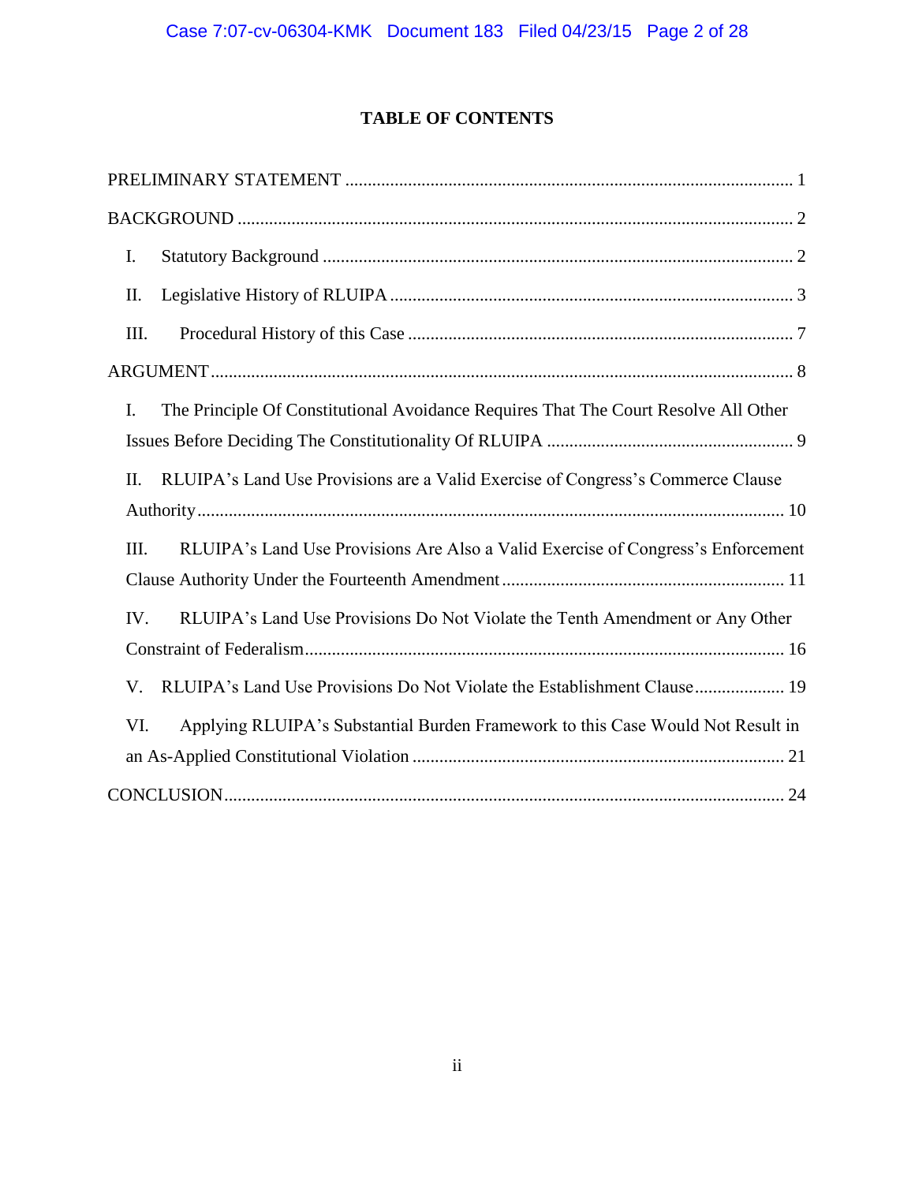# TABLE OF CONTENTS

PRELIMINARY STATEMENT ..................................................................................................... 1

BACKGROUND ............................................................................................................................ 2

I. Statistical Background ........................................................................................................ 2

II. Legislative History of RLUIPA ........................................................................................... 3

III. Procedural History of this Case ....................................................................................... 7

ARGUMENT ................................................................................................................................... 8

I. The Principle Of Constitutional Avoidance Requires That The Court Resolve All Other Issues Before Deciding The Constitutionality Of RLUIPA ........................................................ 9

II. RLUIPA's Land Use Provisions are a Valid Exercise of Congress's Commerce Clause Authority ................................................................................................................................... 10

III. RLUIPA's Land Use Provisions Are Also a Valid Exercise of Congress's Enforcement Clause Authority Under the Fourteenth Amendment ............................................................... 11

IV. RLUIPA's Land Use Provisions Do Not Violate the Tenth Amendment or Any Other Constraint of Federalism .......................................................................................................... 16

V. RLUIPA's Land Use Provisions Do Not Violate the Establishment Clause .................... 19

VI. Applying RLUIPA's Substantial Burden Framework to this Case Would Not Result in an As-Applied Constitutional Violation .................................................................................... 21

CONCLUSION ............................................................................................................................. 24

# TABLE OF CONTENTS

PRELIMINARY STATEMENT ..................................................................................................... 1

BACKGROUND ............................................................................................................................ 2

I. Statutory Background ........................................................................................................ 2

II. Legislative History of RLUIPA ........................................................................................... 3

III. Procedural History of this Case ....................................................................................... 7

ARGUMENT ................................................................................................................................... 8

I. The Principle Of Constitutional Avoidance Requires That The Court Resolve All Other Issues Before Deciding The Constitutionality Of RLUIPA ........................................................ 9

II. RLUIPA's Land Use Provisions are a Valid Exercise of Congress's Commerce Clause Authority ................................................................................................................................... 10

III. RLUIPA's Land Use Provisions Are Also a Valid Exercise of Congress's Enforcement Clause Authority Under the Fourteenth Amendment ............................................................... 11

IV. RLUIPA's Land Use Provisions Do Not Violate the Tenth Amendment or Any Other Constraint of Federalism .......................................................................................................... 16

V. RLUIPA's Land Use Provisions Do Not Violate the Establishment Clause .................... 19

VI. Applying RLUIPA's Substantial Burden Framework to this Case Would Not Result in an As-Applied Constitutional Violation .................................................................................... 21

CONCLUSION ............................................................................................................................. 24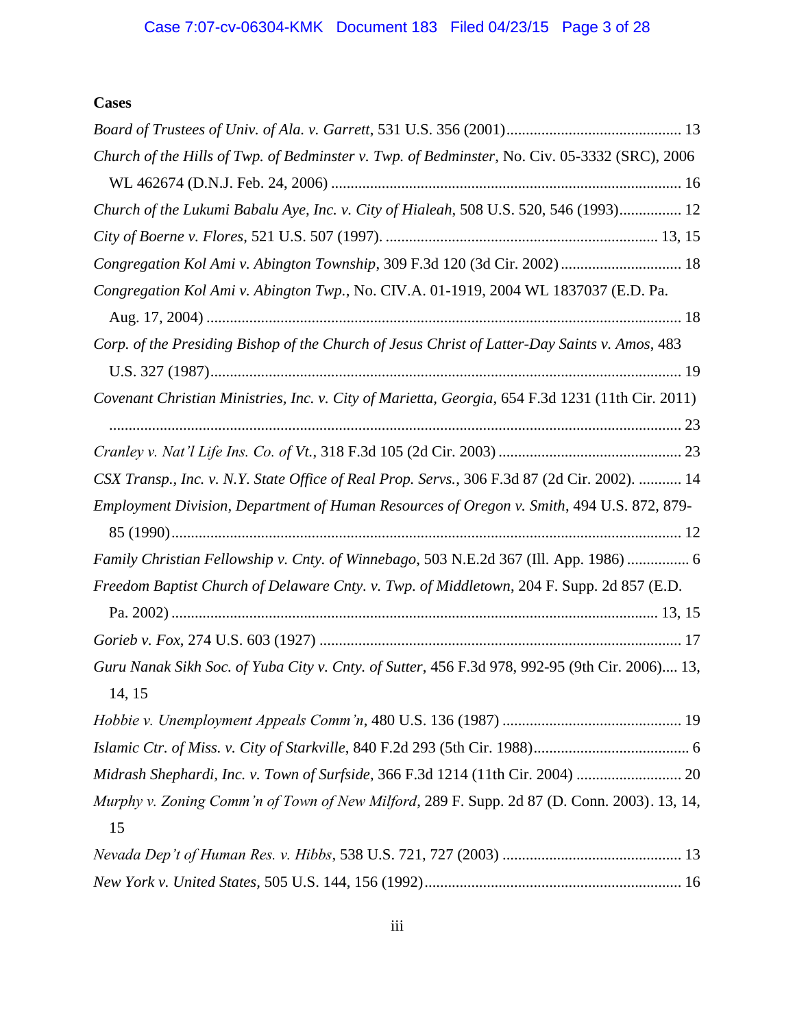**Cases**

*Board of Trustees of Univ. of Ala. v. Garrett*, 531 U.S. 356 (2001) ............................................ 13

*Church of the Hills of Twp. of Bedminster v. Twp. of Bedminster*, No. Civ. 05-3332 (SRC), 2006 WL 462674 (D.N.J. Feb. 24, 2006) ......................................................................................... 16

*Church of the Lukumi Babalu Aye, Inc. v. City of Hialeah*, 508 U.S. 520, 546 (1993)................ 12

*City of Boerne v. Flores*, 521 U.S. 507 (1997). ..................................................................... 13, 15

*Congregation Kol Ami v. Abington Township*, 309 F.3d 120 (3d Cir. 2002) .............................. 18

*Congregation Kol Ami v. Abington Twp.*, No. CIV.A. 01-1919, 2004 WL 1837037 (E.D. Pa. Aug. 17, 2004) ........................................................................................................................ 18

*Corp. of the Presiding Bishop of the Church of Jesus Christ of Latter-Day Saints v. Amos*, 483 U.S. 327 (1987)....................................................................................................................... 19

*Covenant Christian Ministries, Inc. v. City of Marietta, Georgia*, 654 F.3d 1231 (11th Cir. 2011) .................................................................................................................................... 23

*Cranley v. Nat'l Life Ins. Co. of Vt.*, 318 F.3d 105 (2d Cir. 2003) ............................................... 23

*CSX Transp., Inc. v. N.Y. State Office of Real Prop. Servs.*, 306 F.3d 87 (2d Cir. 2002). ........... 14

*Employment Division, Department of Human Resources of Oregon v. Smith*, 494 U.S. 872, 879-85 (1990)................................................................................................................................. 12

*Family Christian Fellowship v. Cnty. of Winnebago*, 503 N.E.2d 367 (Ill. App. 1986) ................ 6

*Freedom Baptist Church of Delaware Cnty. v. Twp. of Middletown*, 204 F. Supp. 2d 857 (E.D. Pa. 2002) ........................................................................................................................... 13, 15

*Gorieb v. Fox*, 274 U.S. 603 (1927) ............................................................................................ 17

*Guru Nanak Sikh Soc. of Yuba City v. Cnty. of Sutter*, 456 F.3d 978, 992-95 (9th Cir. 2006).... 13, 14, 15

*Hobbie v. Unemployment Appeals Comm'n*, 480 U.S. 136 (1987) ............................................. 19

*Islamic Ctr. of Miss. v. City of Starkville*, 840 F.2d 293 (5th Cir. 1988)........................................ 6

*Midrash Shephardi, Inc. v. Town of Surfside*, 366 F.3d 1214 (11th Cir. 2004) .......................... 20

*Murphy v. Zoning Comm'n of Town of New Milford*, 289 F. Supp. 2d 87 (D. Conn. 2003). 13, 14, 15

*Nevada Dep't of Human Res. v. Hibbs*, 538 U.S. 721, 727 (2003) ............................................. 13

*New York v. United States*, 505 U.S. 144, 156 (1992)................................................................. 16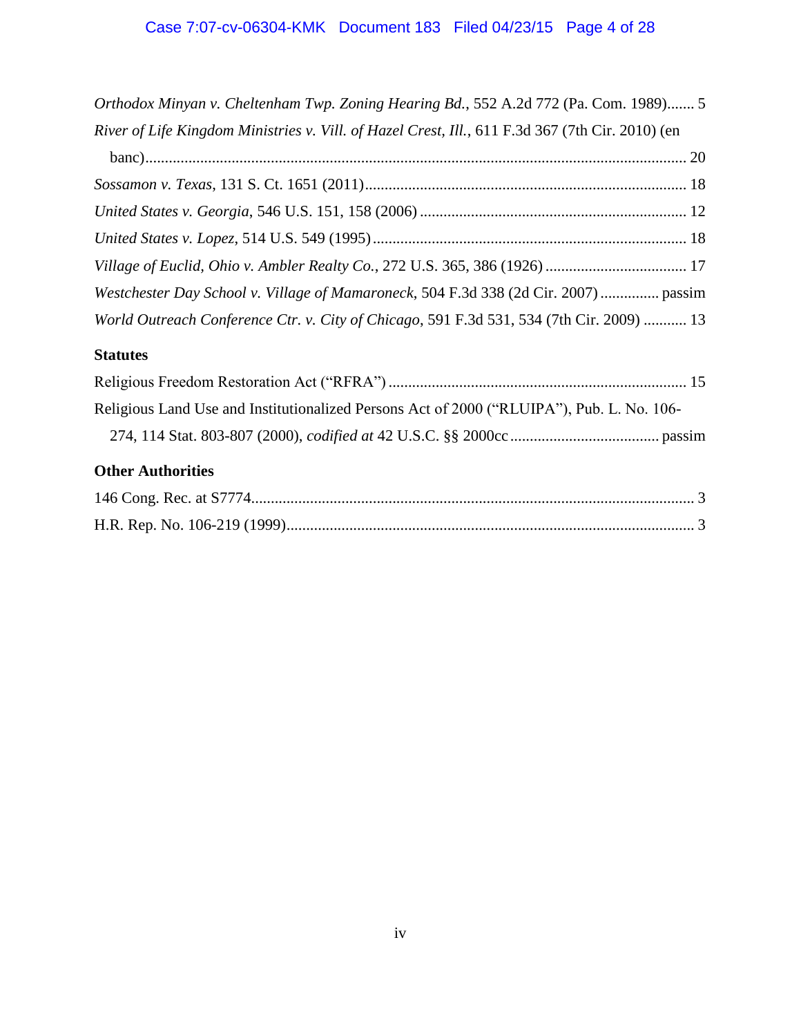*Orthodox Minyan v. Cheltenham Twp. Zoning Hearing Bd.*, 552 A.2d 772 (Pa. Com. 1989)....... 5

*River of Life Kingdom Ministries v. Vill. of Hazel Crest, Ill.*, 611 F.3d 367 (7th Cir. 2010) (en banc)........................................................................................................................... 20

*Sossamon v. Texas*, 131 S. Ct. 1651 (2011).................................................................................. 18

*United States v. Georgia*, 546 U.S. 151, 158 (2006) .................................................................... 12

*United States v. Lopez*, 514 U.S. 549 (1995)................................................................................ 18

*Village of Euclid, Ohio v. Ambler Realty Co.*, 272 U.S. 365, 386 (1926) .................................... 17

*Westchester Day School v. Village of Mamaroneck*, 504 F.3d 338 (2d Cir. 2007) ............... passim

*World Outreach Conference Ctr. v. City of Chicago*, 591 F.3d 531, 534 (7th Cir. 2009) ........... 13

## Statutes

Religious Freedom Restoration Act ("RFRA") ............................................................................ 15

Religious Land Use and Institutionalized Persons Act of 2000 ("RLUIPA"), Pub. L. No. 106-274, 114 Stat. 803-807 (2000), *codified at* 42 U.S.C. §§ 2000cc ...................................... passim

## Other Authorities

146 Cong. Rec. at S7774................................................................................................................. 3

H.R. Rep. No. 106-219 (1999)........................................................................................................ 3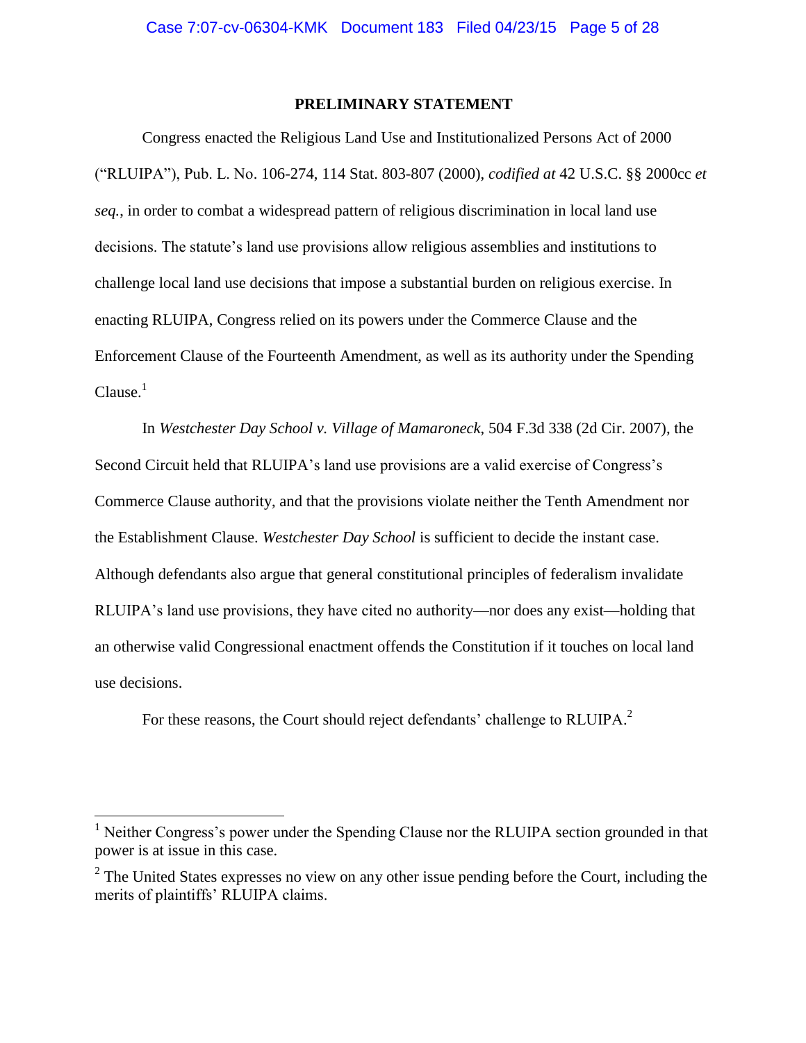## PRELIMINARY STATEMENT

Congress enacted the Religious Land Use and Institutionalized Persons Act of 2000 ("RLUIPA"), Pub. L. No. 106-274, 114 Stat. 803-807 (2000), *codified at* 42 U.S.C. §§ 2000cc *et seq.*, in order to combat a widespread pattern of religious discrimination in local land use decisions. The statute's land use provisions allow religious assemblies and institutions to challenge local land use decisions that impose a substantial burden on religious exercise. In enacting RLUIPA, Congress relied on its powers under the Commerce Clause and the Enforcement Clause of the Fourteenth Amendment, as well as its authority under the Spending Clause.[1]

In *Westchester Day School v. Village of Mamaroneck*, 504 F.3d 338 (2d Cir. 2007), the Second Circuit held that RLUIPA's land use provisions are a valid exercise of Congress's Commerce Clause authority, and that the provisions violate neither the Tenth Amendment nor the Establishment Clause. *Westchester Day School* is sufficient to decide the instant case. Although defendants also argue that general constitutional principles of federalism invalidate RLUIPA's land use provisions, they have cited no authority—nor does any exist—holding that an otherwise valid Congressional enactment offends the Constitution if it touches on local land use decisions.

For these reasons, the Court should reject defendants' challenge to RLUIPA.[2]

---

[1] Neither Congress's power under the Spending Clause nor the RLUIPA section grounded in that power is at issue in this case.

[2] The United States expresses no view on any other issue pending before the Court, including the merits of plaintiffs' RLUIPA claims.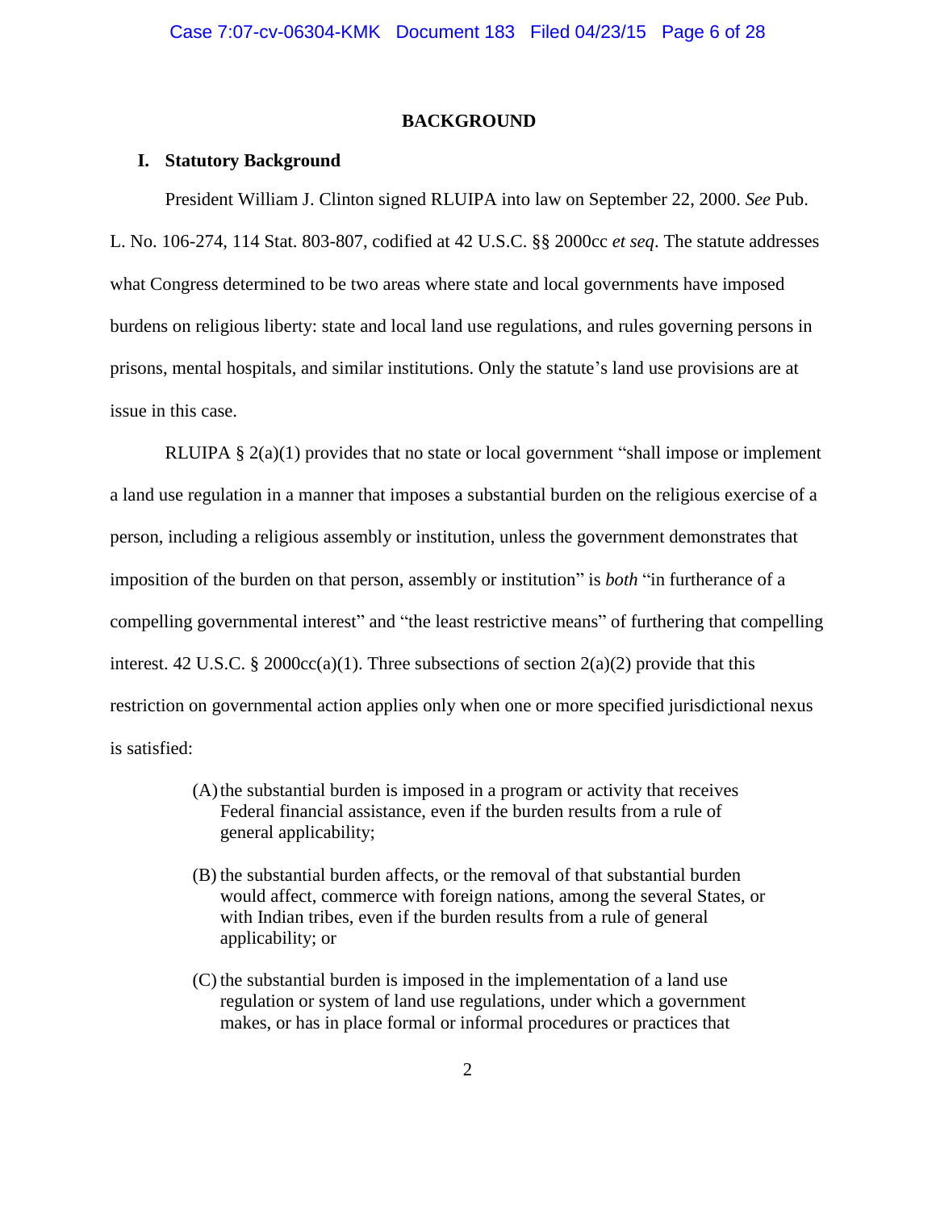## BACKGROUND

### I. Statutory Background

President William J. Clinton signed RLUIPA into law on September 22, 2000. *See* Pub. L. No. 106-274, 114 Stat. 803-807, codified at 42 U.S.C. §§ 2000cc *et seq*. The statute addresses what Congress determined to be two areas where state and local governments have imposed burdens on religious liberty: state and local land use regulations, and rules governing persons in prisons, mental hospitals, and similar institutions. Only the statute's land use provisions are at issue in this case.

RLUIPA § 2(a)(1) provides that no state or local government "shall impose or implement a land use regulation in a manner that imposes a substantial burden on the religious exercise of a person, including a religious assembly or institution, unless the government demonstrates that imposition of the burden on that person, assembly or institution" is *both* "in furtherance of a compelling governmental interest" and "the least restrictive means" of furthering that compelling interest. 42 U.S.C. § 2000cc(a)(1). Three subsections of section 2(a)(2) provide that this restriction on governmental action applies only when one or more specified jurisdictional nexus is satisfied:

> (A) the substantial burden is imposed in a program or activity that receives Federal financial assistance, even if the burden results from a rule of general applicability;
>
> (B) the substantial burden affects, or the removal of that substantial burden would affect, commerce with foreign nations, among the several States, or with Indian tribes, even if the burden results from a rule of general applicability; or
>
> (C) the substantial burden is imposed in the implementation of a land use regulation or system of land use regulations, under which a government makes, or has in place formal or informal procedures or practices that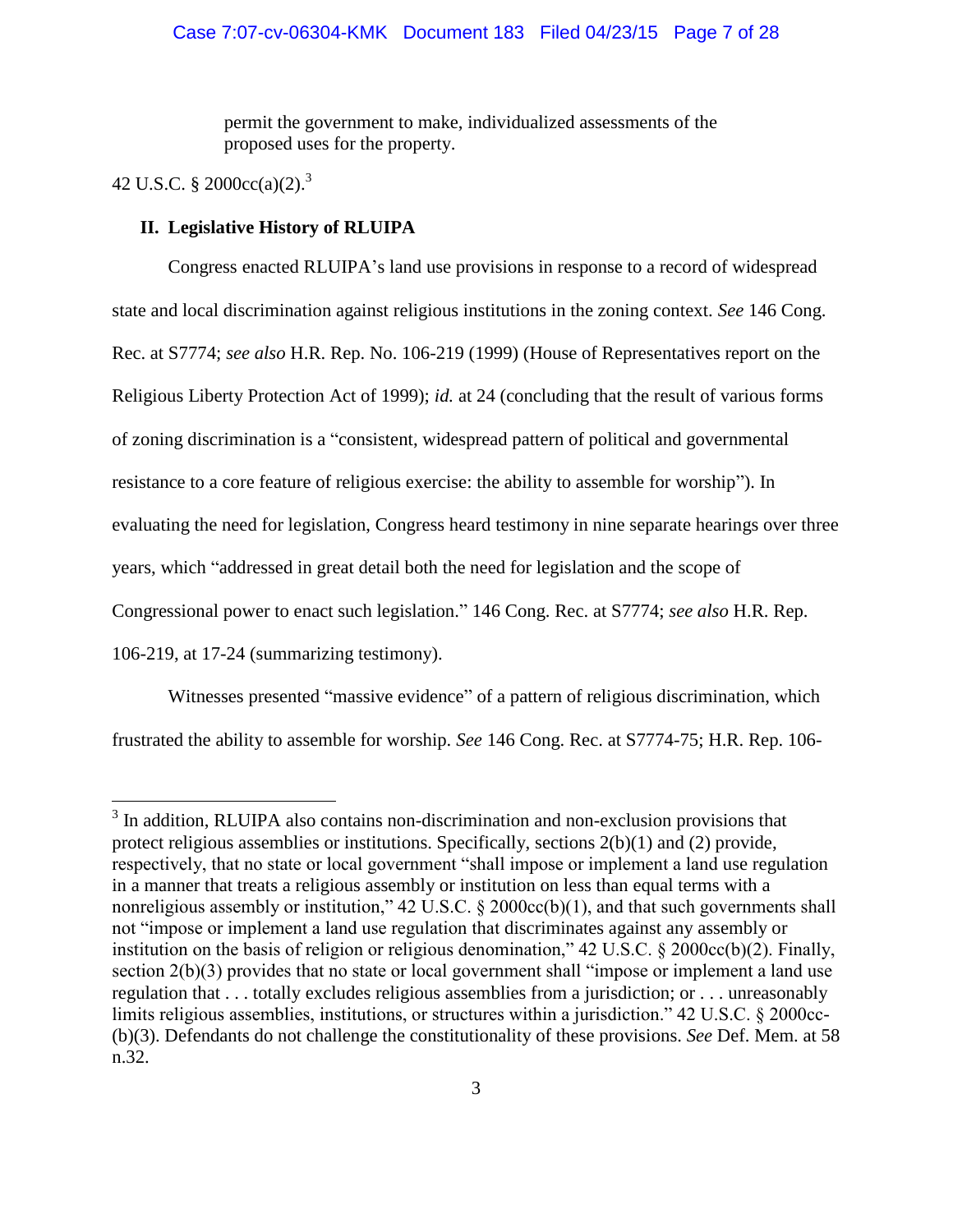permit the government to make, individualized assessments of the proposed uses for the property.

42 U.S.C. § 2000cc(a)(2).[3]

## II. Legislative History of RLUIPA

Congress enacted RLUIPA's land use provisions in response to a record of widespread state and local discrimination against religious institutions in the zoning context. *See* 146 Cong. Rec. at S7774; *see also* H.R. Rep. No. 106-219 (1999) (House of Representatives report on the Religious Liberty Protection Act of 1999); *id.* at 24 (concluding that the result of various forms of zoning discrimination is a "consistent, widespread pattern of political and governmental resistance to a core feature of religious exercise: the ability to assemble for worship"). In evaluating the need for legislation, Congress heard testimony in nine separate hearings over three years, which "addressed in great detail both the need for legislation and the scope of Congressional power to enact such legislation." 146 Cong. Rec. at S7774; *see also* H.R. Rep. 106-219, at 17-24 (summarizing testimony).

Witnesses presented "massive evidence" of a pattern of religious discrimination, which frustrated the ability to assemble for worship. *See* 146 Cong. Rec. at S7774-75; H.R. Rep. 106-

---

[3] In addition, RLUIPA also contains non-discrimination and non-exclusion provisions that protect religious assemblies or institutions. Specifically, sections 2(b)(1) and (2) provide, respectively, that no state or local government "shall impose or implement a land use regulation in a manner that treats a religious assembly or institution on less than equal terms with a nonreligious assembly or institution," 42 U.S.C. § 2000cc(b)(1), and that such governments shall not "impose or implement a land use regulation that discriminates against any assembly or institution on the basis of religion or religious denomination," 42 U.S.C. § 2000cc(b)(2). Finally, section 2(b)(3) provides that no state or local government shall "impose or implement a land use regulation that . . . totally excludes religious assemblies from a jurisdiction; or . . . unreasonably limits religious assemblies, institutions, or structures within a jurisdiction." 42 U.S.C. § 2000cc-(b)(3). Defendants do not challenge the constitutionality of these provisions. *See* Def. Mem. at 58 n.32.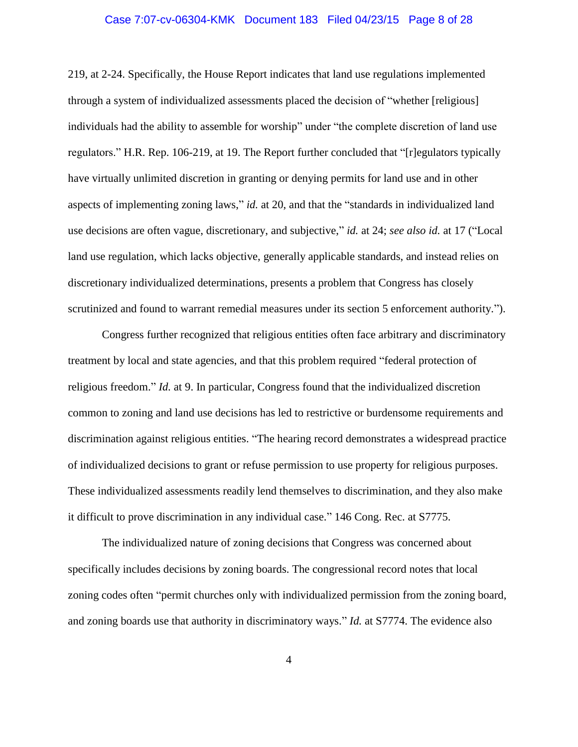219, at 2-24. Specifically, the House Report indicates that land use regulations implemented through a system of individualized assessments placed the decision of "whether [religious] individuals had the ability to assemble for worship" under "the complete discretion of land use regulators." H.R. Rep. 106-219, at 19. The Report further concluded that "[r]egulators typically have virtually unlimited discretion in granting or denying permits for land use and in other aspects of implementing zoning laws," *id.* at 20, and that the "standards in individualized land use decisions are often vague, discretionary, and subjective," *id.* at 24; *see also id.* at 17 ("Local land use regulation, which lacks objective, generally applicable standards, and instead relies on discretionary individualized determinations, presents a problem that Congress has closely scrutinized and found to warrant remedial measures under its section 5 enforcement authority.").

Congress further recognized that religious entities often face arbitrary and discriminatory treatment by local and state agencies, and that this problem required "federal protection of religious freedom." *Id.* at 9. In particular, Congress found that the individualized discretion common to zoning and land use decisions has led to restrictive or burdensome requirements and discrimination against religious entities. "The hearing record demonstrates a widespread practice of individualized decisions to grant or refuse permission to use property for religious purposes. These individualized assessments readily lend themselves to discrimination, and they also make it difficult to prove discrimination in any individual case." 146 Cong. Rec. at S7775.

The individualized nature of zoning decisions that Congress was concerned about specifically includes decisions by zoning boards. The congressional record notes that local zoning codes often "permit churches only with individualized permission from the zoning board, and zoning boards use that authority in discriminatory ways." *Id.* at S7774. The evidence also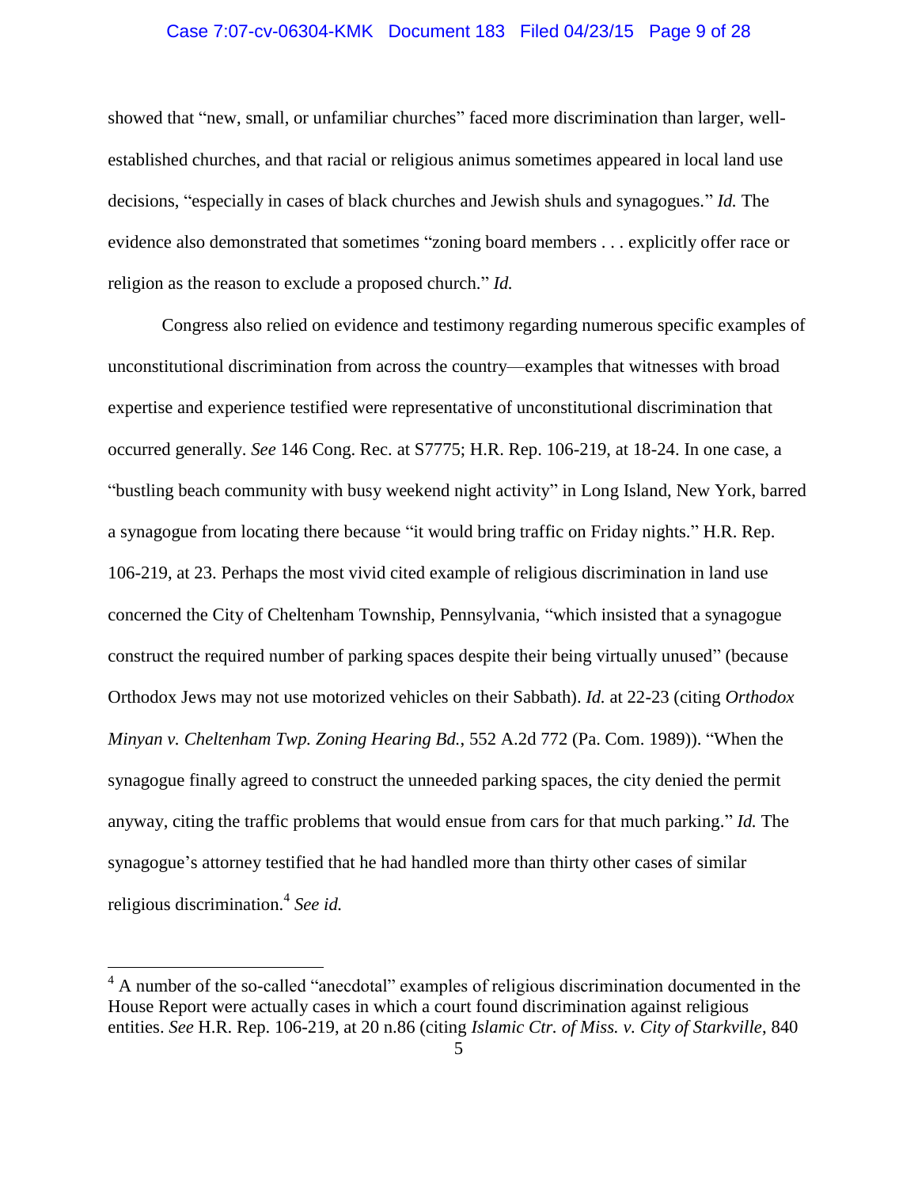showed that "new, small, or unfamiliar churches" faced more discrimination than larger, well-established churches, and that racial or religious animus sometimes appeared in local land use decisions, "especially in cases of black churches and Jewish shuls and synagogues." *Id.* The evidence also demonstrated that sometimes "zoning board members . . . explicitly offer race or religion as the reason to exclude a proposed church." *Id.*

Congress also relied on evidence and testimony regarding numerous specific examples of unconstitutional discrimination from across the country—examples that witnesses with broad expertise and experience testified were representative of unconstitutional discrimination that occurred generally. *See* 146 Cong. Rec. at S7775; H.R. Rep. 106-219, at 18-24. In one case, a "bustling beach community with busy weekend night activity" in Long Island, New York, barred a synagogue from locating there because "it would bring traffic on Friday nights." H.R. Rep. 106-219, at 23. Perhaps the most vivid cited example of religious discrimination in land use concerned the City of Cheltenham Township, Pennsylvania, "which insisted that a synagogue construct the required number of parking spaces despite their being virtually unused" (because Orthodox Jews may not use motorized vehicles on their Sabbath). *Id.* at 22-23 (citing *Orthodox Minyan v. Cheltenham Twp. Zoning Hearing Bd.*, 552 A.2d 772 (Pa. Com. 1989)). "When the synagogue finally agreed to construct the unneeded parking spaces, the city denied the permit anyway, citing the traffic problems that would ensue from cars for that much parking." *Id.* The synagogue's attorney testified that he had handled more than thirty other cases of similar religious discrimination.[4] *See id.*

---

[4] A number of the so-called "anecdotal" examples of religious discrimination documented in the House Report were actually cases in which a court found discrimination against religious entities. *See* H.R. Rep. 106-219, at 20 n.86 (citing *Islamic Ctr. of Miss. v. City of Starkville*, 840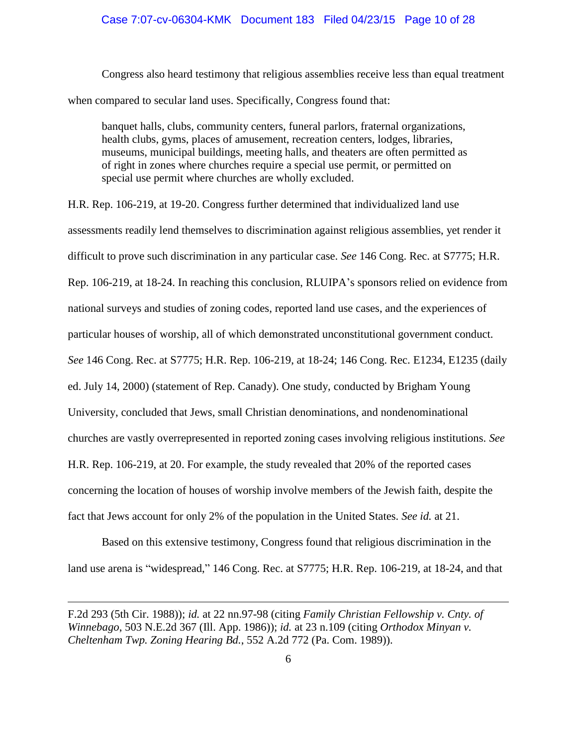Congress also heard testimony that religious assemblies receive less than equal treatment when compared to secular land uses. Specifically, Congress found that:

> banquet halls, clubs, community centers, funeral parlors, fraternal organizations, health clubs, gyms, places of amusement, recreation centers, lodges, libraries, museums, municipal buildings, meeting halls, and theaters are often permitted as of right in zones where churches require a special use permit, or permitted on special use permit where churches are wholly excluded.

H.R. Rep. 106-219, at 19-20. Congress further determined that individualized land use assessments readily lend themselves to discrimination against religious assemblies, yet render it difficult to prove such discrimination in any particular case. *See* 146 Cong. Rec. at S7775; H.R. Rep. 106-219, at 18-24. In reaching this conclusion, RLUIPA's sponsors relied on evidence from national surveys and studies of zoning codes, reported land use cases, and the experiences of particular houses of worship, all of which demonstrated unconstitutional government conduct. *See* 146 Cong. Rec. at S7775; H.R. Rep. 106-219, at 18-24; 146 Cong. Rec. E1234, E1235 (daily ed. July 14, 2000) (statement of Rep. Canady). One study, conducted by Brigham Young University, concluded that Jews, small Christian denominations, and nondenominational churches are vastly overrepresented in reported zoning cases involving religious institutions. *See* H.R. Rep. 106-219, at 20. For example, the study revealed that 20% of the reported cases concerning the location of houses of worship involve members of the Jewish faith, despite the fact that Jews account for only 2% of the population in the United States. *See id.* at 21.

Based on this extensive testimony, Congress found that religious discrimination in the land use arena is "widespread," 146 Cong. Rec. at S7775; H.R. Rep. 106-219, at 18-24, and that

---

F.2d 293 (5th Cir. 1988)); *id.* at 22 nn.97-98 (citing *Family Christian Fellowship v. Cnty. of Winnebago*, 503 N.E.2d 367 (Ill. App. 1986)); *id.* at 23 n.109 (citing *Orthodox Minyan v. Cheltenham Twp. Zoning Hearing Bd.*, 552 A.2d 772 (Pa. Com. 1989)).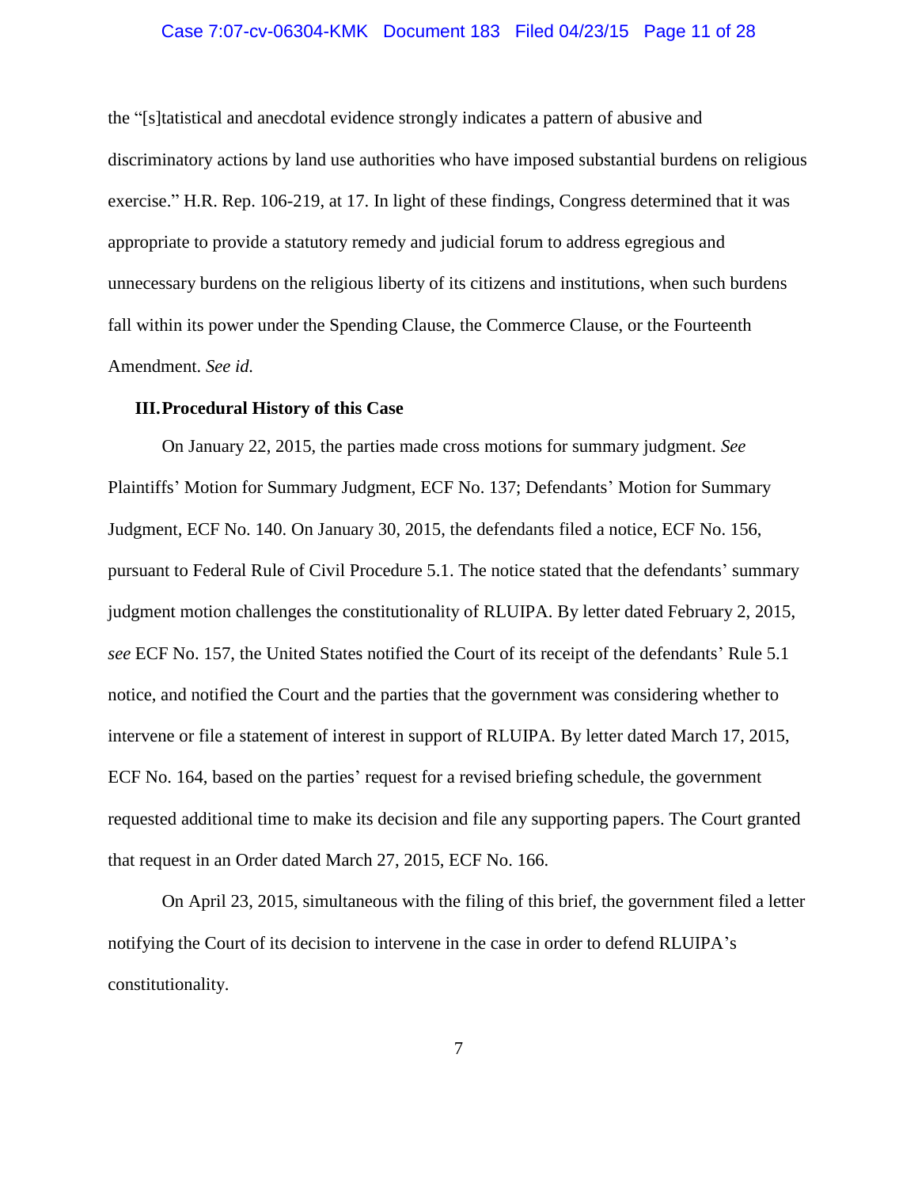the "[s]tatistical and anecdotal evidence strongly indicates a pattern of abusive and discriminatory actions by land use authorities who have imposed substantial burdens on religious exercise." H.R. Rep. 106-219, at 17. In light of these findings, Congress determined that it was appropriate to provide a statutory remedy and judicial forum to address egregious and unnecessary burdens on the religious liberty of its citizens and institutions, when such burdens fall within its power under the Spending Clause, the Commerce Clause, or the Fourteenth Amendment. *See id.*

### III. Procedural History of this Case

On January 22, 2015, the parties made cross motions for summary judgment. *See* Plaintiffs' Motion for Summary Judgment, ECF No. 137; Defendants' Motion for Summary Judgment, ECF No. 140. On January 30, 2015, the defendants filed a notice, ECF No. 156, pursuant to Federal Rule of Civil Procedure 5.1. The notice stated that the defendants' summary judgment motion challenges the constitutionality of RLUIPA. By letter dated February 2, 2015, *see* ECF No. 157, the United States notified the Court of its receipt of the defendants' Rule 5.1 notice, and notified the Court and the parties that the government was considering whether to intervene or file a statement of interest in support of RLUIPA. By letter dated March 17, 2015, ECF No. 164, based on the parties' request for a revised briefing schedule, the government requested additional time to make its decision and file any supporting papers. The Court granted that request in an Order dated March 27, 2015, ECF No. 166.

On April 23, 2015, simultaneous with the filing of this brief, the government filed a letter notifying the Court of its decision to intervene in the case in order to defend RLUIPA's constitutionality.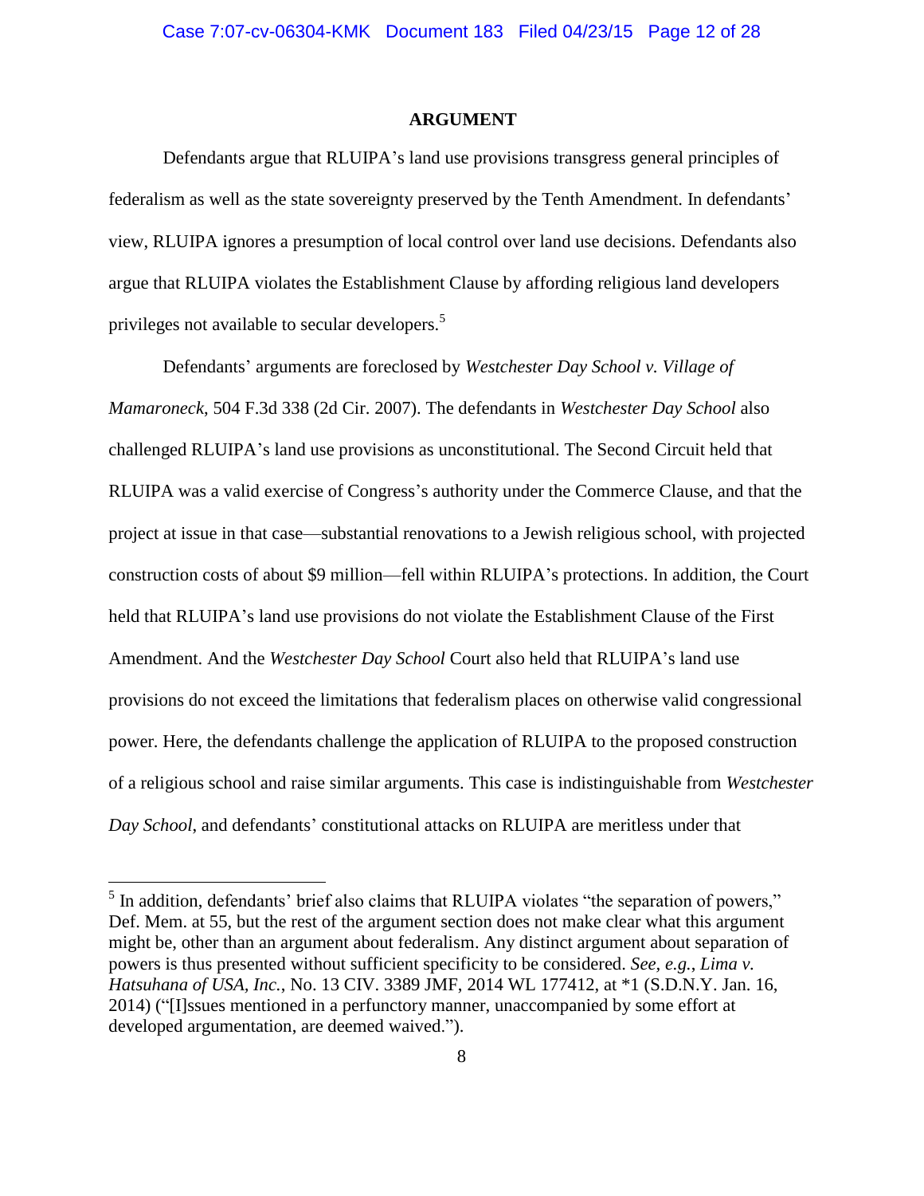**ARGUMENT**

Defendants argue that RLUIPA's land use provisions transgress general principles of federalism as well as the state sovereignty preserved by the Tenth Amendment. In defendants' view, RLUIPA ignores a presumption of local control over land use decisions. Defendants also argue that RLUIPA violates the Establishment Clause by affording religious land developers privileges not available to secular developers.[5]

Defendants' arguments are foreclosed by *Westchester Day School v. Village of Mamaroneck*, 504 F.3d 338 (2d Cir. 2007). The defendants in *Westchester Day School* also challenged RLUIPA's land use provisions as unconstitutional. The Second Circuit held that RLUIPA was a valid exercise of Congress's authority under the Commerce Clause, and that the project at issue in that case—substantial renovations to a Jewish religious school, with projected construction costs of about $9 million—fell within RLUIPA's protections. In addition, the Court held that RLUIPA's land use provisions do not violate the Establishment Clause of the First Amendment. And the *Westchester Day School* Court also held that RLUIPA's land use provisions do not exceed the limitations that federalism places on otherwise valid congressional power. Here, the defendants challenge the application of RLUIPA to the proposed construction of a religious school and raise similar arguments. This case is indistinguishable from *Westchester Day School*, and defendants' constitutional attacks on RLUIPA are meritless under that

---

[5] In addition, defendants' brief also claims that RLUIPA violates "the separation of powers," Def. Mem. at 55, but the rest of the argument section does not make clear what this argument might be, other than an argument about federalism. Any distinct argument about separation of powers is thus presented without sufficient specificity to be considered. *See, e.g.*, *Lima v. Hatsuhana of USA, Inc.*, No. 13 CIV. 3389 JMF, 2014 WL 177412, at *1 (S.D.N.Y. Jan. 16, 2014) ("[I]ssues mentioned in a perfunctory manner, unaccompanied by some effort at developed argumentation, are deemed waived.").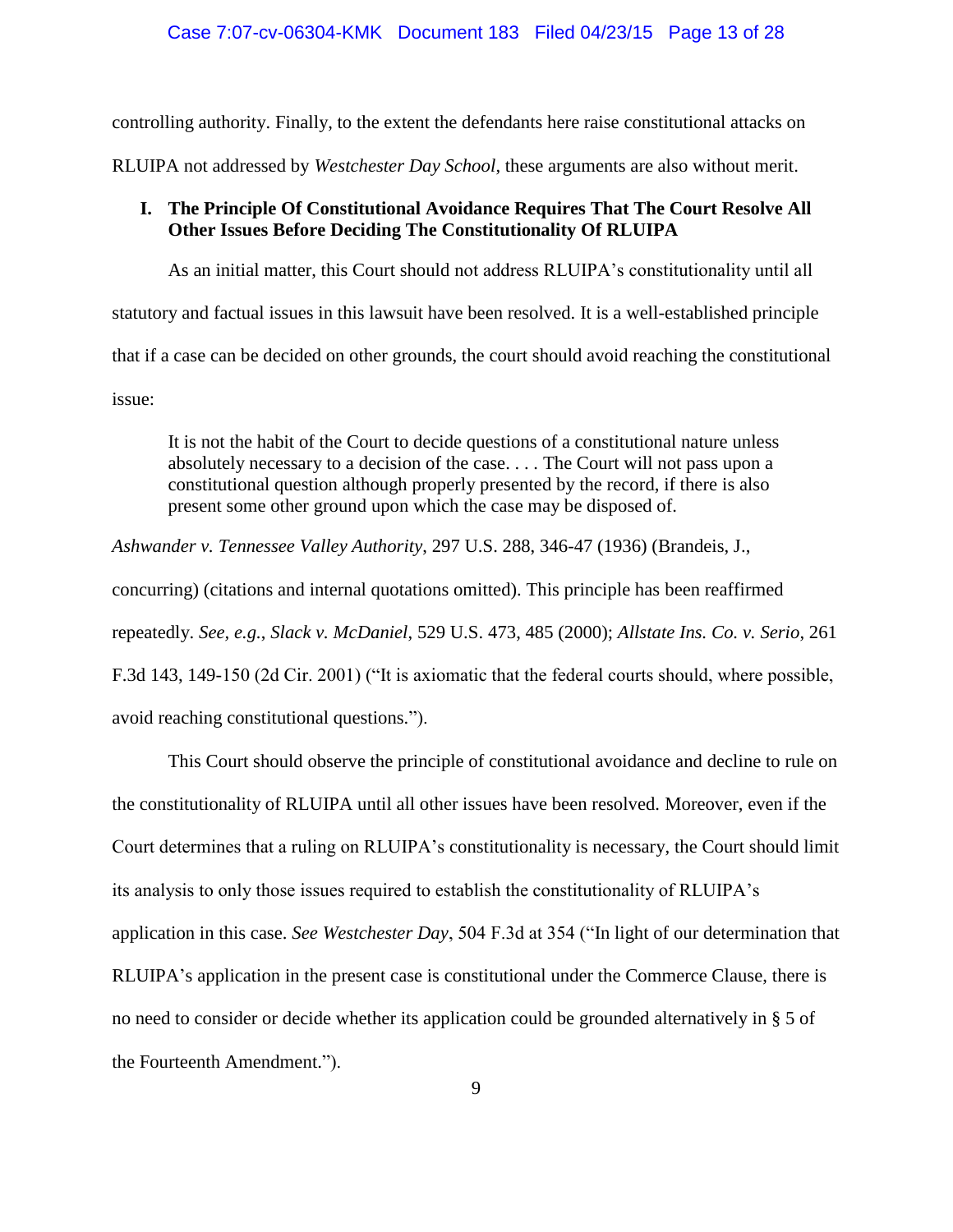controlling authority. Finally, to the extent the defendants here raise constitutional attacks on RLUIPA not addressed by *Westchester Day School*, these arguments are also without merit.

## I. The Principle Of Constitutional Avoidance Requires That The Court Resolve All Other Issues Before Deciding The Constitutionality Of RLUIPA

As an initial matter, this Court should not address RLUIPA's constitutionality until all statutory and factual issues in this lawsuit have been resolved. It is a well-established principle that if a case can be decided on other grounds, the court should avoid reaching the constitutional issue:

> It is not the habit of the Court to decide questions of a constitutional nature unless absolutely necessary to a decision of the case. . . . The Court will not pass upon a constitutional question although properly presented by the record, if there is also present some other ground upon which the case may be disposed of.

*Ashwander v. Tennessee Valley Authority*, 297 U.S. 288, 346-47 (1936) (Brandeis, J., concurring) (citations and internal quotations omitted). This principle has been reaffirmed repeatedly. *See, e.g.*, *Slack v. McDaniel*, 529 U.S. 473, 485 (2000); *Allstate Ins. Co. v. Serio*, 261 F.3d 143, 149-150 (2d Cir. 2001) ("It is axiomatic that the federal courts should, where possible, avoid reaching constitutional questions.").

This Court should observe the principle of constitutional avoidance and decline to rule on the constitutionality of RLUIPA until all other issues have been resolved. Moreover, even if the Court determines that a ruling on RLUIPA's constitutionality is necessary, the Court should limit its analysis to only those issues required to establish the constitutionality of RLUIPA's application in this case. *See Westchester Day*, 504 F.3d at 354 ("In light of our determination that RLUIPA's application in the present case is constitutional under the Commerce Clause, there is no need to consider or decide whether its application could be grounded alternatively in § 5 of the Fourteenth Amendment.").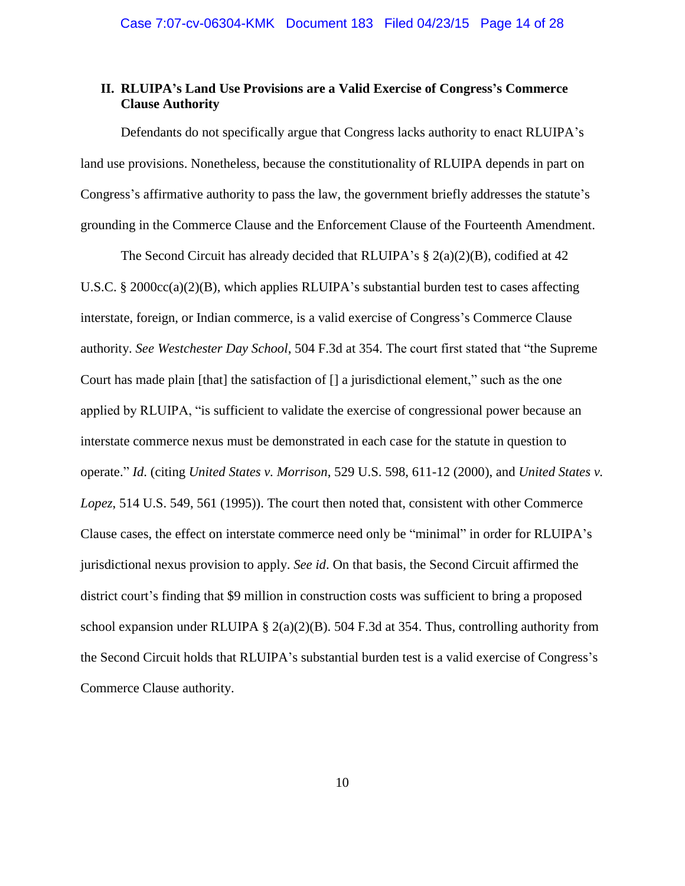## II. RLUIPA's Land Use Provisions are a Valid Exercise of Congress's Commerce Clause Authority

Defendants do not specifically argue that Congress lacks authority to enact RLUIPA's land use provisions. Nonetheless, because the constitutionality of RLUIPA depends in part on Congress's affirmative authority to pass the law, the government briefly addresses the statute's grounding in the Commerce Clause and the Enforcement Clause of the Fourteenth Amendment.

The Second Circuit has already decided that RLUIPA's § 2(a)(2)(B), codified at 42 U.S.C. § 2000cc(a)(2)(B), which applies RLUIPA's substantial burden test to cases affecting interstate, foreign, or Indian commerce, is a valid exercise of Congress's Commerce Clause authority. *See Westchester Day School*, 504 F.3d at 354. The court first stated that "the Supreme Court has made plain [that] the satisfaction of [] a jurisdictional element," such as the one applied by RLUIPA, "is sufficient to validate the exercise of congressional power because an interstate commerce nexus must be demonstrated in each case for the statute in question to operate." *Id.* (citing *United States v. Morrison*, 529 U.S. 598, 611-12 (2000), and *United States v. Lopez*, 514 U.S. 549, 561 (1995)). The court then noted that, consistent with other Commerce Clause cases, the effect on interstate commerce need only be "minimal" in order for RLUIPA's jurisdictional nexus provision to apply. *See id*. On that basis, the Second Circuit affirmed the district court's finding that $9 million in construction costs was sufficient to bring a proposed school expansion under RLUIPA § 2(a)(2)(B). 504 F.3d at 354. Thus, controlling authority from the Second Circuit holds that RLUIPA's substantial burden test is a valid exercise of Congress's Commerce Clause authority.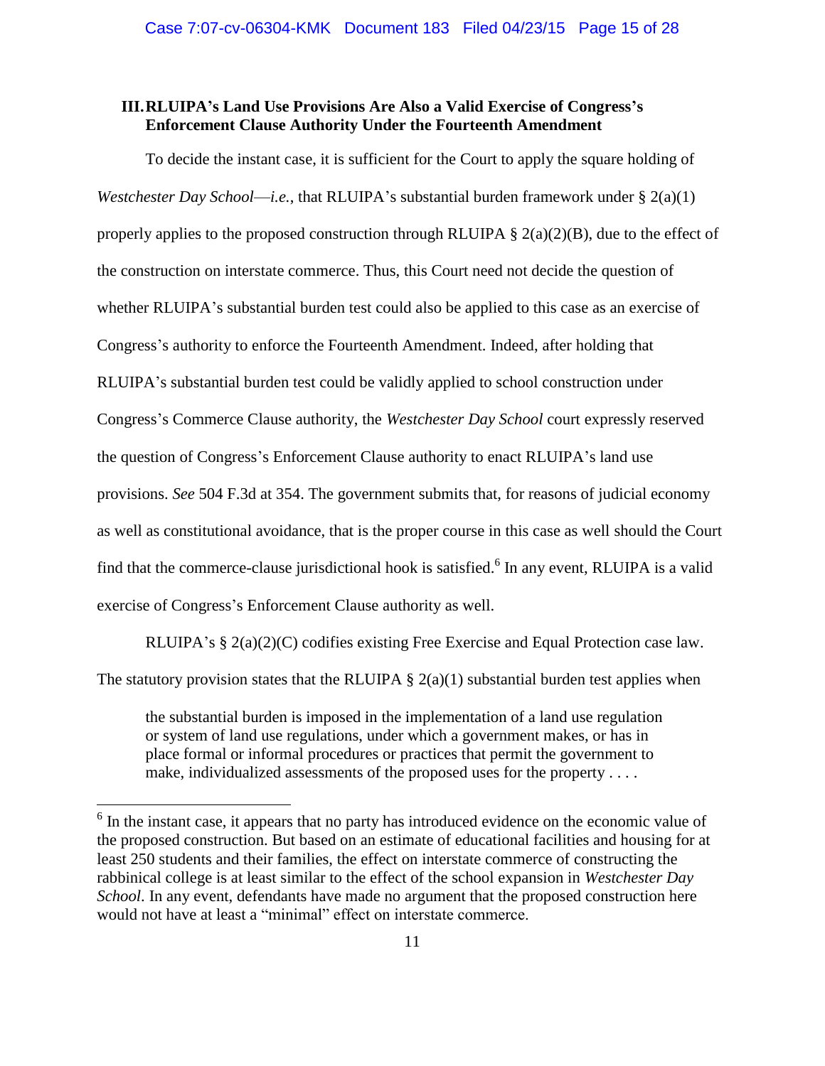### III. RLUIPA's Land Use Provisions Are Also a Valid Exercise of Congress's Enforcement Clause Authority Under the Fourteenth Amendment

To decide the instant case, it is sufficient for the Court to apply the square holding of *Westchester Day School*—*i.e.*, that RLUIPA's substantial burden framework under § 2(a)(1) properly applies to the proposed construction through RLUIPA § 2(a)(2)(B), due to the effect of the construction on interstate commerce. Thus, this Court need not decide the question of whether RLUIPA's substantial burden test could also be applied to this case as an exercise of Congress's authority to enforce the Fourteenth Amendment. Indeed, after holding that RLUIPA's substantial burden test could be validly applied to school construction under Congress's Commerce Clause authority, the *Westchester Day School* court expressly reserved the question of Congress's Enforcement Clause authority to enact RLUIPA's land use provisions. *See* 504 F.3d at 354. The government submits that, for reasons of judicial economy as well as constitutional avoidance, that is the proper course in this case as well should the Court find that the commerce-clause jurisdictional hook is satisfied.[6] In any event, RLUIPA is a valid exercise of Congress's Enforcement Clause authority as well.

RLUIPA's § 2(a)(2)(C) codifies existing Free Exercise and Equal Protection case law. The statutory provision states that the RLUIPA § 2(a)(1) substantial burden test applies when

> the substantial burden is imposed in the implementation of a land use regulation or system of land use regulations, under which a government makes, or has in place formal or informal procedures or practices that permit the government to make, individualized assessments of the proposed uses for the property . . . .

---

[6] In the instant case, it appears that no party has introduced evidence on the economic value of the proposed construction. But based on an estimate of educational facilities and housing for at least 250 students and their families, the effect on interstate commerce of constructing the rabbinical college is at least similar to the effect of the school expansion in *Westchester Day School*. In any event, defendants have made no argument that the proposed construction here would not have at least a "minimal" effect on interstate commerce.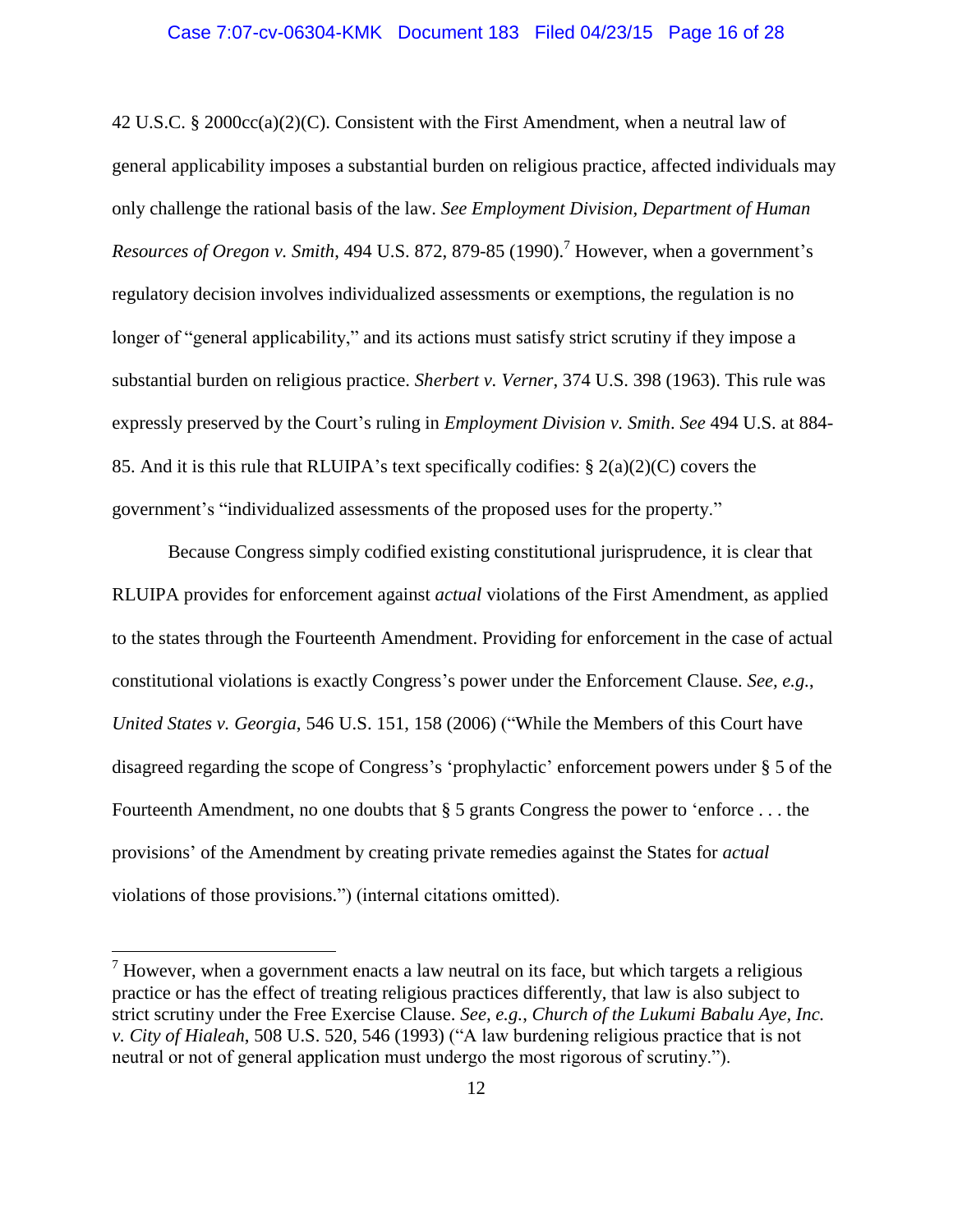42 U.S.C. § 2000cc(a)(2)(C). Consistent with the First Amendment, when a neutral law of general applicability imposes a substantial burden on religious practice, affected individuals may only challenge the rational basis of the law. *See Employment Division, Department of Human Resources of Oregon v. Smith*, 494 U.S. 872, 879-85 (1990).[7] However, when a government's regulatory decision involves individualized assessments or exemptions, the regulation is no longer of "general applicability," and its actions must satisfy strict scrutiny if they impose a substantial burden on religious practice. *Sherbert v. Verner*, 374 U.S. 398 (1963). This rule was expressly preserved by the Court's ruling in *Employment Division v. Smith*. *See* 494 U.S. at 884-85. And it is this rule that RLUIPA's text specifically codifies: § 2(a)(2)(C) covers the government's "individualized assessments of the proposed uses for the property."

Because Congress simply codified existing constitutional jurisprudence, it is clear that RLUIPA provides for enforcement against *actual* violations of the First Amendment, as applied to the states through the Fourteenth Amendment. Providing for enforcement in the case of actual constitutional violations is exactly Congress's power under the Enforcement Clause. *See, e.g.*, *United States v. Georgia*, 546 U.S. 151, 158 (2006) ("While the Members of this Court have disagreed regarding the scope of Congress's 'prophylactic' enforcement powers under § 5 of the Fourteenth Amendment, no one doubts that § 5 grants Congress the power to 'enforce . . . the provisions' of the Amendment by creating private remedies against the States for *actual* violations of those provisions.") (internal citations omitted).

---

[7] However, when a government enacts a law neutral on its face, but which targets a religious practice or has the effect of treating religious practices differently, that law is also subject to strict scrutiny under the Free Exercise Clause. *See, e.g.*, *Church of the Lukumi Babalu Aye, Inc. v. City of Hialeah*, 508 U.S. 520, 546 (1993) ("A law burdening religious practice that is not neutral or not of general application must undergo the most rigorous of scrutiny.").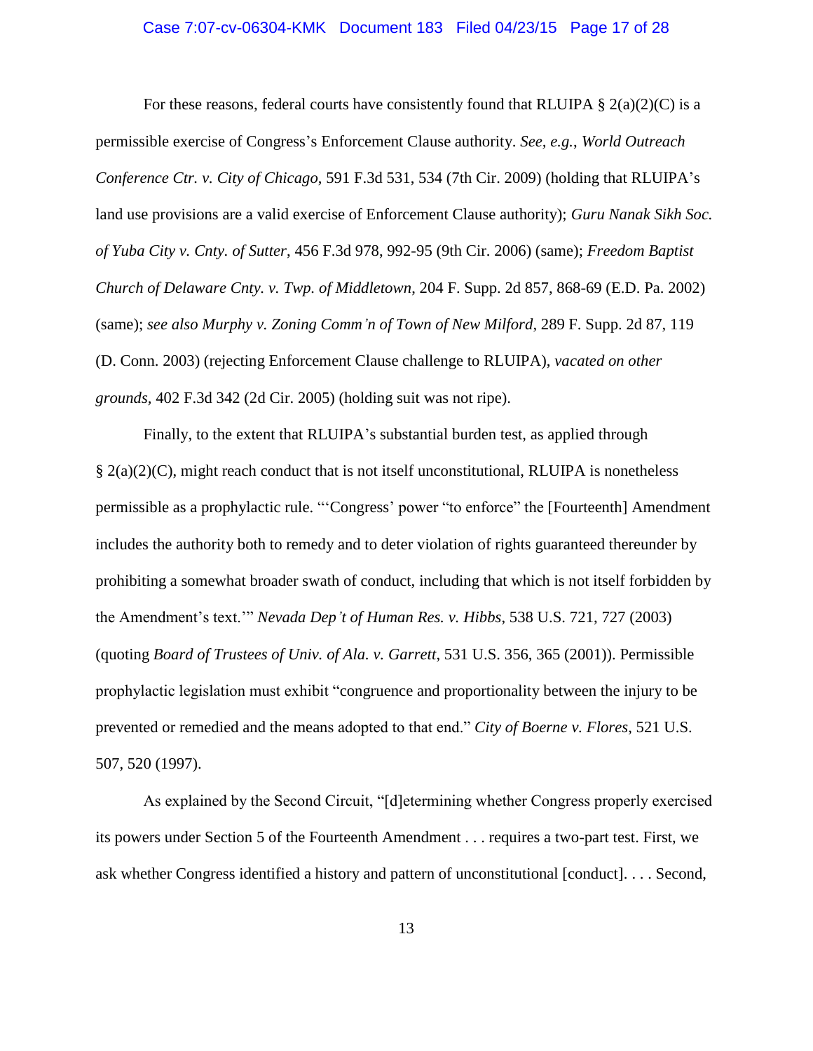For these reasons, federal courts have consistently found that RLUIPA § 2(a)(2)(C) is a permissible exercise of Congress's Enforcement Clause authority. *See, e.g.*, *World Outreach Conference Ctr. v. City of Chicago*, 591 F.3d 531, 534 (7th Cir. 2009) (holding that RLUIPA's land use provisions are a valid exercise of Enforcement Clause authority); *Guru Nanak Sikh Soc. of Yuba City v. Cnty. of Sutter*, 456 F.3d 978, 992-95 (9th Cir. 2006) (same); *Freedom Baptist Church of Delaware Cnty. v. Twp. of Middletown*, 204 F. Supp. 2d 857, 868-69 (E.D. Pa. 2002) (same); *see also Murphy v. Zoning Comm'n of Town of New Milford*, 289 F. Supp. 2d 87, 119 (D. Conn. 2003) (rejecting Enforcement Clause challenge to RLUIPA), *vacated on other grounds*, 402 F.3d 342 (2d Cir. 2005) (holding suit was not ripe).

Finally, to the extent that RLUIPA's substantial burden test, as applied through § 2(a)(2)(C), might reach conduct that is not itself unconstitutional, RLUIPA is nonetheless permissible as a prophylactic rule. "'Congress' power "to enforce" the [Fourteenth] Amendment includes the authority both to remedy and to deter violation of rights guaranteed thereunder by prohibiting a somewhat broader swath of conduct, including that which is not itself forbidden by the Amendment's text.'" *Nevada Dep't of Human Res. v. Hibbs*, 538 U.S. 721, 727 (2003) (quoting *Board of Trustees of Univ. of Ala. v. Garrett*, 531 U.S. 356, 365 (2001)). Permissible prophylactic legislation must exhibit "congruence and proportionality between the injury to be prevented or remedied and the means adopted to that end." *City of Boerne v. Flores*, 521 U.S. 507, 520 (1997).

As explained by the Second Circuit, "[d]etermining whether Congress properly exercised its powers under Section 5 of the Fourteenth Amendment . . . requires a two-part test. First, we ask whether Congress identified a history and pattern of unconstitutional [conduct]. . . . Second,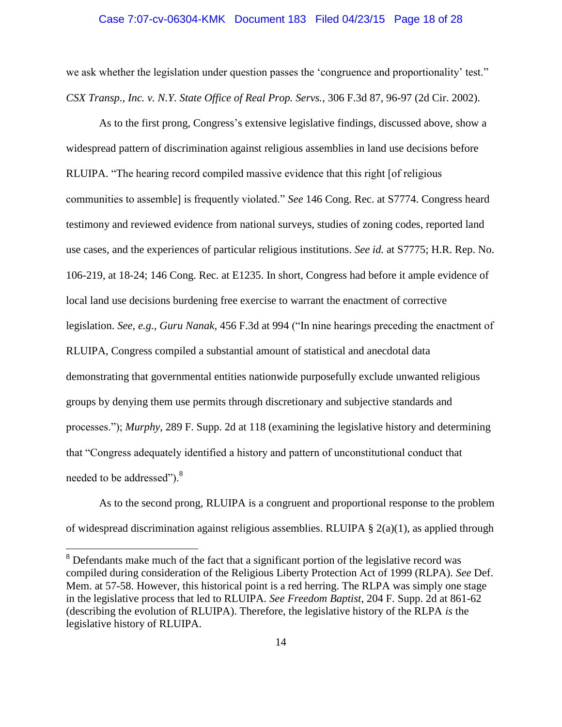we ask whether the legislation under question passes the 'congruence and proportionality' test." *CSX Transp., Inc. v. N.Y. State Office of Real Prop. Servs.*, 306 F.3d 87, 96-97 (2d Cir. 2002).

As to the first prong, Congress's extensive legislative findings, discussed above, show a widespread pattern of discrimination against religious assemblies in land use decisions before RLUIPA. "The hearing record compiled massive evidence that this right [of religious communities to assemble] is frequently violated." *See* 146 Cong. Rec. at S7774. Congress heard testimony and reviewed evidence from national surveys, studies of zoning codes, reported land use cases, and the experiences of particular religious institutions. *See id.* at S7775; H.R. Rep. No. 106-219, at 18-24; 146 Cong. Rec. at E1235. In short, Congress had before it ample evidence of local land use decisions burdening free exercise to warrant the enactment of corrective legislation. *See, e.g.*, *Guru Nanak*, 456 F.3d at 994 ("In nine hearings preceding the enactment of RLUIPA, Congress compiled a substantial amount of statistical and anecdotal data demonstrating that governmental entities nationwide purposefully exclude unwanted religious groups by denying them use permits through discretionary and subjective standards and processes."); *Murphy*, 289 F. Supp. 2d at 118 (examining the legislative history and determining that "Congress adequately identified a history and pattern of unconstitutional conduct that needed to be addressed").[8]

As to the second prong, RLUIPA is a congruent and proportional response to the problem of widespread discrimination against religious assemblies. RLUIPA § 2(a)(1), as applied through

---

[8] Defendants make much of the fact that a significant portion of the legislative record was compiled during consideration of the Religious Liberty Protection Act of 1999 (RLPA). *See* Def. Mem. at 57-58. However, this historical point is a red herring. The RLPA was simply one stage in the legislative process that led to RLUIPA. *See Freedom Baptist*, 204 F. Supp. 2d at 861-62 (describing the evolution of RLUIPA). Therefore, the legislative history of the RLPA *is* the legislative history of RLUIPA.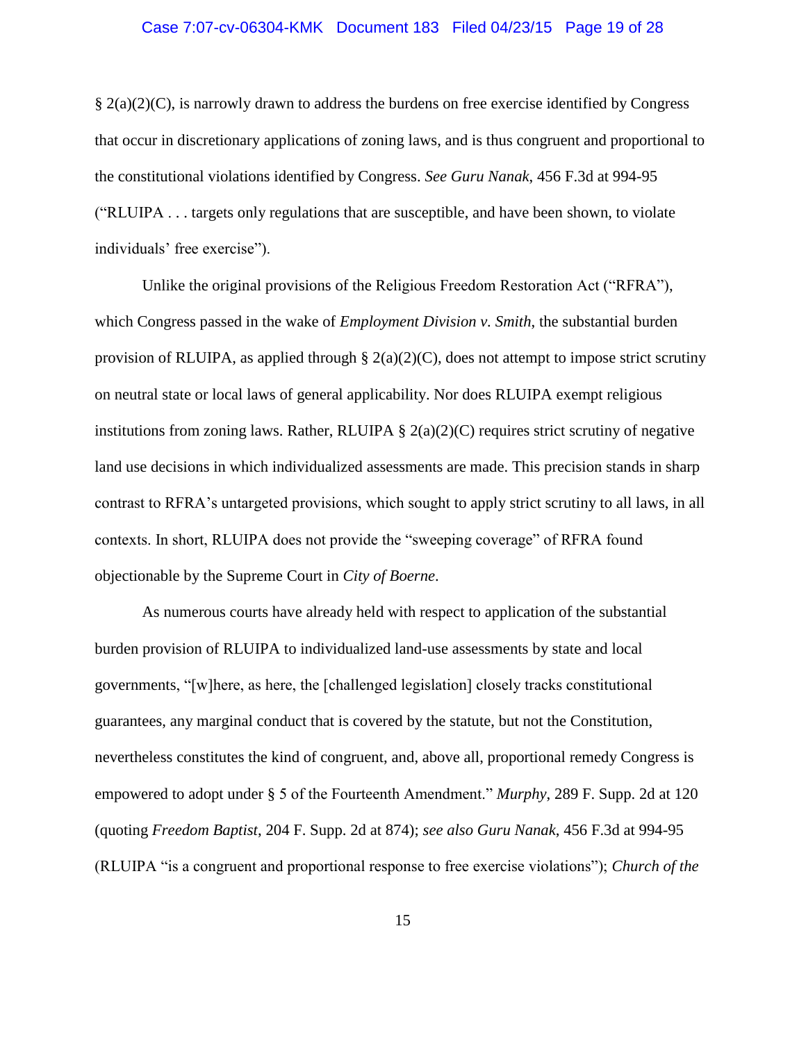§ 2(a)(2)(C), is narrowly drawn to address the burdens on free exercise identified by Congress that occur in discretionary applications of zoning laws, and is thus congruent and proportional to the constitutional violations identified by Congress. *See Guru Nanak*, 456 F.3d at 994-95 ("RLUIPA . . . targets only regulations that are susceptible, and have been shown, to violate individuals' free exercise").

Unlike the original provisions of the Religious Freedom Restoration Act ("RFRA"), which Congress passed in the wake of *Employment Division v. Smith*, the substantial burden provision of RLUIPA, as applied through § 2(a)(2)(C), does not attempt to impose strict scrutiny on neutral state or local laws of general applicability. Nor does RLUIPA exempt religious institutions from zoning laws. Rather, RLUIPA § 2(a)(2)(C) requires strict scrutiny of negative land use decisions in which individualized assessments are made. This precision stands in sharp contrast to RFRA's untargeted provisions, which sought to apply strict scrutiny to all laws, in all contexts. In short, RLUIPA does not provide the "sweeping coverage" of RFRA found objectionable by the Supreme Court in *City of Boerne*.

As numerous courts have already held with respect to application of the substantial burden provision of RLUIPA to individualized land-use assessments by state and local governments, "[w]here, as here, the [challenged legislation] closely tracks constitutional guarantees, any marginal conduct that is covered by the statute, but not the Constitution, nevertheless constitutes the kind of congruent, and, above all, proportional remedy Congress is empowered to adopt under § 5 of the Fourteenth Amendment." *Murphy*, 289 F. Supp. 2d at 120 (quoting *Freedom Baptist*, 204 F. Supp. 2d at 874); *see also Guru Nanak*, 456 F.3d at 994-95 (RLUIPA "is a congruent and proportional response to free exercise violations"); *Church of the*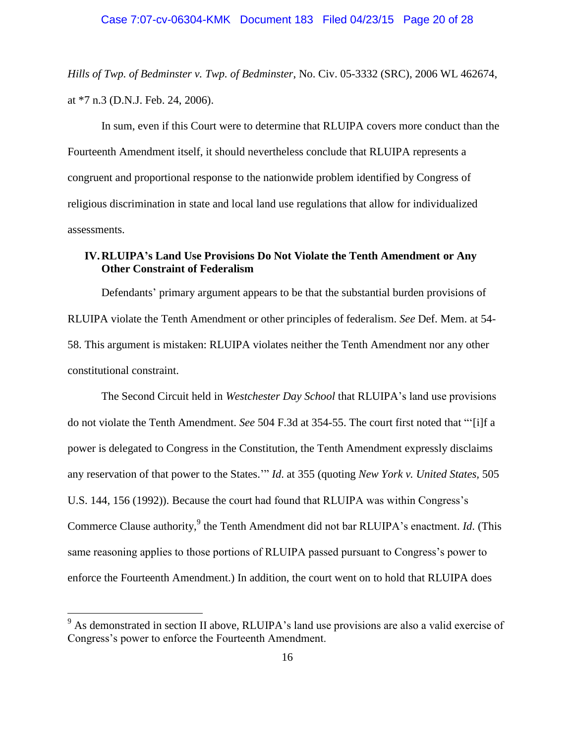*Hills of Twp. of Bedminster v. Twp. of Bedminster*, No. Civ. 05-3332 (SRC), 2006 WL 462674, at *7 n.3 (D.N.J. Feb. 24, 2006).

In sum, even if this Court were to determine that RLUIPA covers more conduct than the Fourteenth Amendment itself, it should nevertheless conclude that RLUIPA represents a congruent and proportional response to the nationwide problem identified by Congress of religious discrimination in state and local land use regulations that allow for individualized assessments.

## IV. RLUIPA's Land Use Provisions Do Not Violate the Tenth Amendment or Any Other Constraint of Federalism

Defendants' primary argument appears to be that the substantial burden provisions of RLUIPA violate the Tenth Amendment or other principles of federalism. *See* Def. Mem. at 54-58. This argument is mistaken: RLUIPA violates neither the Tenth Amendment nor any other constitutional constraint.

The Second Circuit held in *Westchester Day School* that RLUIPA's land use provisions do not violate the Tenth Amendment. *See* 504 F.3d at 354-55. The court first noted that "'[i]f a power is delegated to Congress in the Constitution, the Tenth Amendment expressly disclaims any reservation of that power to the States.'" *Id*. at 355 (quoting *New York v. United States*, 505 U.S. 144, 156 (1992)). Because the court had found that RLUIPA was within Congress's Commerce Clause authority,[9] the Tenth Amendment did not bar RLUIPA's enactment. *Id*. (This same reasoning applies to those portions of RLUIPA passed pursuant to Congress's power to enforce the Fourteenth Amendment.) In addition, the court went on to hold that RLUIPA does

[9] As demonstrated in section II above, RLUIPA's land use provisions are also a valid exercise of Congress's power to enforce the Fourteenth Amendment.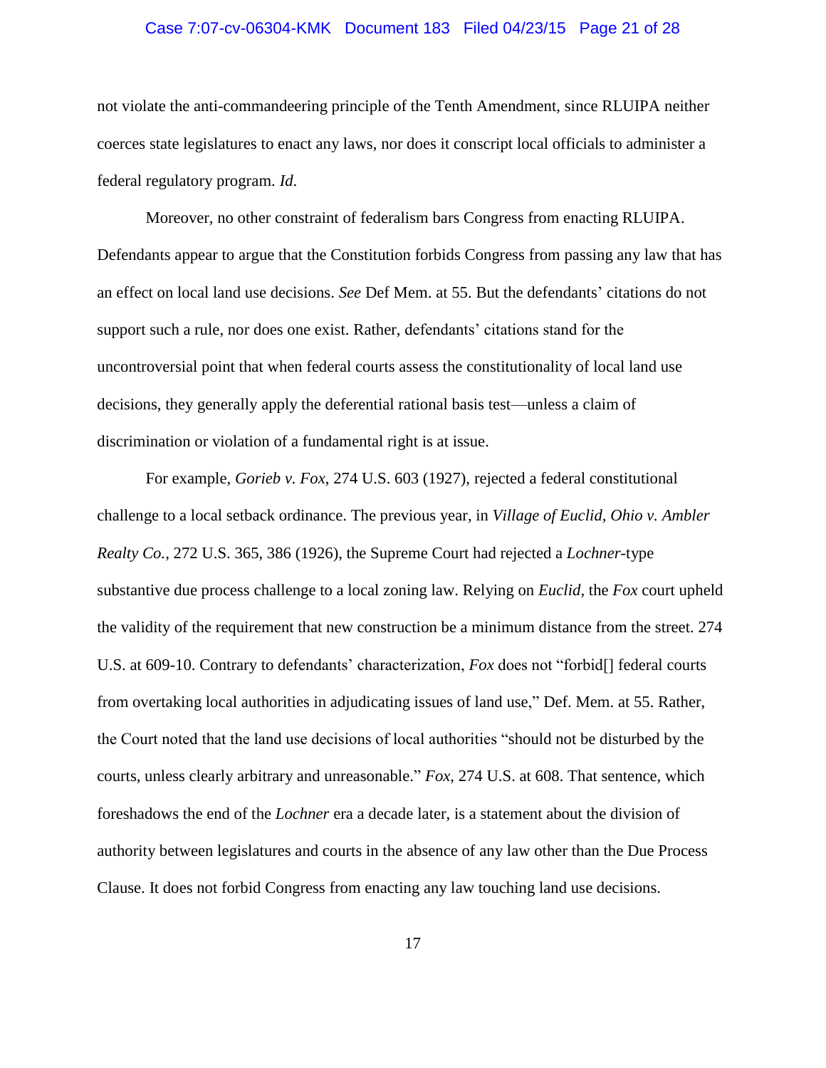not violate the anti-commandeering principle of the Tenth Amendment, since RLUIPA neither coerces state legislatures to enact any laws, nor does it conscript local officials to administer a federal regulatory program. *Id*.

Moreover, no other constraint of federalism bars Congress from enacting RLUIPA. Defendants appear to argue that the Constitution forbids Congress from passing any law that has an effect on local land use decisions. *See* Def Mem. at 55. But the defendants' citations do not support such a rule, nor does one exist. Rather, defendants' citations stand for the uncontroversial point that when federal courts assess the constitutionality of local land use decisions, they generally apply the deferential rational basis test—unless a claim of discrimination or violation of a fundamental right is at issue.

For example, *Gorieb v. Fox*, 274 U.S. 603 (1927), rejected a federal constitutional challenge to a local setback ordinance. The previous year, in *Village of Euclid, Ohio v. Ambler Realty Co.*, 272 U.S. 365, 386 (1926), the Supreme Court had rejected a *Lochner*-type substantive due process challenge to a local zoning law. Relying on *Euclid*, the *Fox* court upheld the validity of the requirement that new construction be a minimum distance from the street. 274 U.S. at 609-10. Contrary to defendants' characterization, *Fox* does not "forbid[] federal courts from overtaking local authorities in adjudicating issues of land use," Def. Mem. at 55. Rather, the Court noted that the land use decisions of local authorities "should not be disturbed by the courts, unless clearly arbitrary and unreasonable." *Fox*, 274 U.S. at 608. That sentence, which foreshadows the end of the *Lochner* era a decade later, is a statement about the division of authority between legislatures and courts in the absence of any law other than the Due Process Clause. It does not forbid Congress from enacting any law touching land use decisions.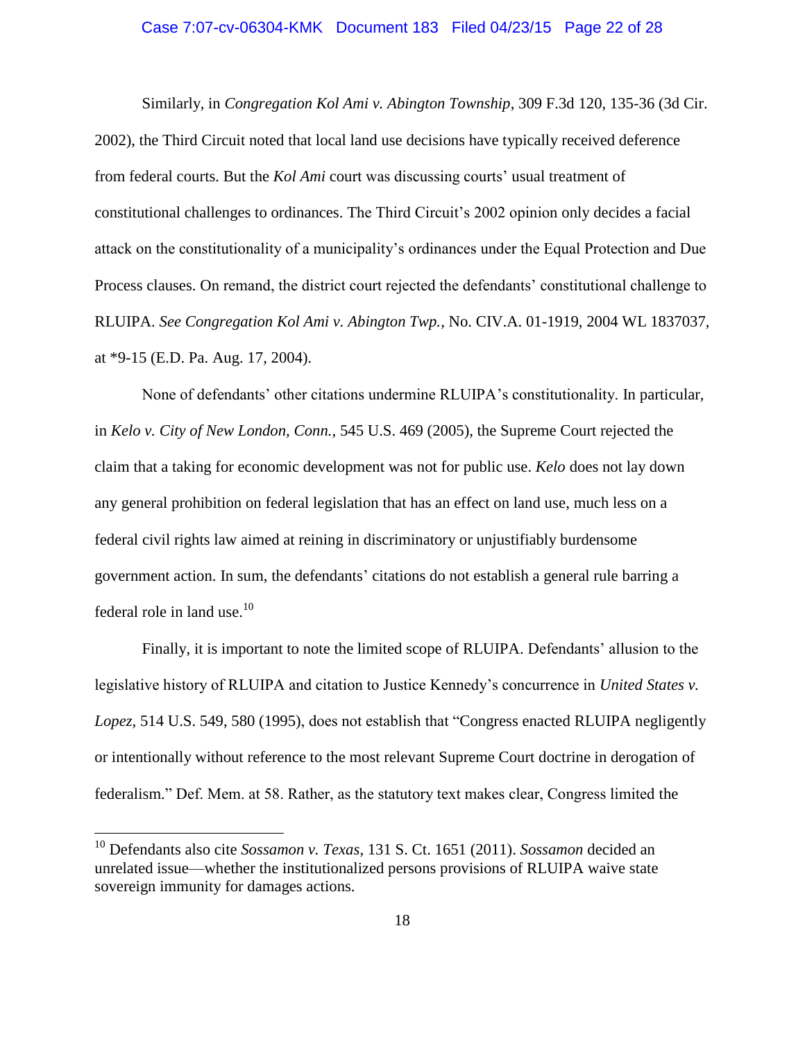Similarly, in *Congregation Kol Ami v. Abington Township*, 309 F.3d 120, 135-36 (3d Cir. 2002), the Third Circuit noted that local land use decisions have typically received deference from federal courts. But the *Kol Ami* court was discussing courts' usual treatment of constitutional challenges to ordinances. The Third Circuit's 2002 opinion only decides a facial attack on the constitutionality of a municipality's ordinances under the Equal Protection and Due Process clauses. On remand, the district court rejected the defendants' constitutional challenge to RLUIPA. *See Congregation Kol Ami v. Abington Twp.*, No. CIV.A. 01-1919, 2004 WL 1837037, at *9-15 (E.D. Pa. Aug. 17, 2004).

None of defendants' other citations undermine RLUIPA's constitutionality. In particular, in *Kelo v. City of New London, Conn.*, 545 U.S. 469 (2005), the Supreme Court rejected the claim that a taking for economic development was not for public use. *Kelo* does not lay down any general prohibition on federal legislation that has an effect on land use, much less on a federal civil rights law aimed at reining in discriminatory or unjustifiably burdensome government action. In sum, the defendants' citations do not establish a general rule barring a federal role in land use.[10]

Finally, it is important to note the limited scope of RLUIPA. Defendants' allusion to the legislative history of RLUIPA and citation to Justice Kennedy's concurrence in *United States v. Lopez*, 514 U.S. 549, 580 (1995), does not establish that "Congress enacted RLUIPA negligently or intentionally without reference to the most relevant Supreme Court doctrine in derogation of federalism." Def. Mem. at 58. Rather, as the statutory text makes clear, Congress limited the

[10] Defendants also cite *Sossamon v. Texas*, 131 S. Ct. 1651 (2011). *Sossamon* decided an unrelated issue—whether the institutionalized persons provisions of RLUIPA waive state sovereign immunity for damages actions.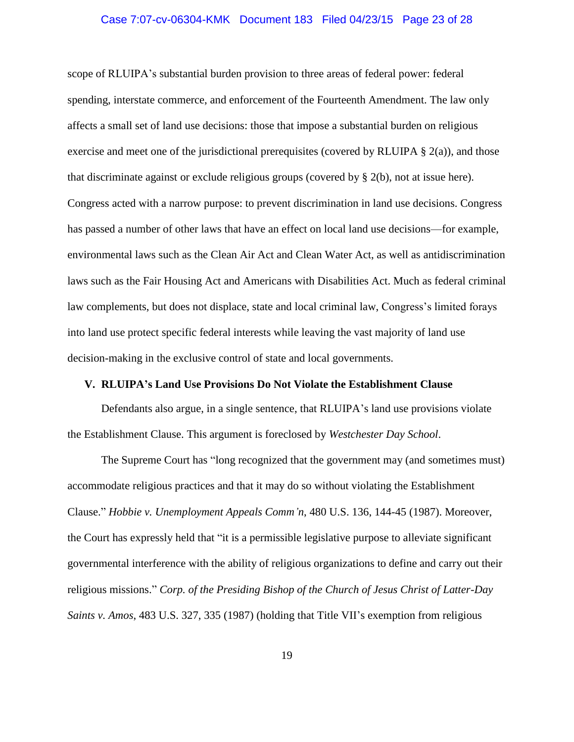scope of RLUIPA's substantial burden provision to three areas of federal power: federal spending, interstate commerce, and enforcement of the Fourteenth Amendment. The law only affects a small set of land use decisions: those that impose a substantial burden on religious exercise and meet one of the jurisdictional prerequisites (covered by RLUIPA § 2(a)), and those that discriminate against or exclude religious groups (covered by § 2(b), not at issue here). Congress acted with a narrow purpose: to prevent discrimination in land use decisions. Congress has passed a number of other laws that have an effect on local land use decisions—for example, environmental laws such as the Clean Air Act and Clean Water Act, as well as antidiscrimination laws such as the Fair Housing Act and Americans with Disabilities Act. Much as federal criminal law complements, but does not displace, state and local criminal law, Congress's limited forays into land use protect specific federal interests while leaving the vast majority of land use decision-making in the exclusive control of state and local governments.

## V. RLUIPA's Land Use Provisions Do Not Violate the Establishment Clause

Defendants also argue, in a single sentence, that RLUIPA's land use provisions violate the Establishment Clause. This argument is foreclosed by *Westchester Day School*.

The Supreme Court has "long recognized that the government may (and sometimes must) accommodate religious practices and that it may do so without violating the Establishment Clause." *Hobbie v. Unemployment Appeals Comm'n*, 480 U.S. 136, 144-45 (1987). Moreover, the Court has expressly held that "it is a permissible legislative purpose to alleviate significant governmental interference with the ability of religious organizations to define and carry out their religious missions." *Corp. of the Presiding Bishop of the Church of Jesus Christ of Latter-Day Saints v. Amos*, 483 U.S. 327, 335 (1987) (holding that Title VII's exemption from religious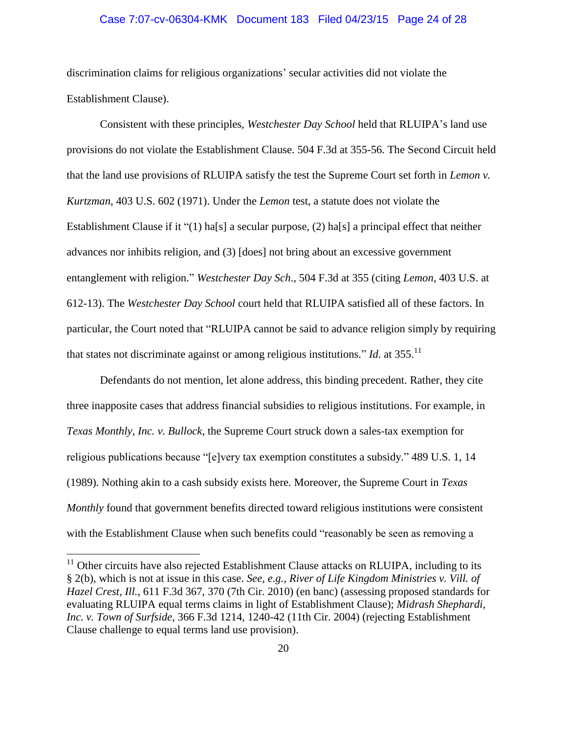discrimination claims for religious organizations' secular activities did not violate the Establishment Clause).

Consistent with these principles, *Westchester Day School* held that RLUIPA's land use provisions do not violate the Establishment Clause. 504 F.3d at 355-56. The Second Circuit held that the land use provisions of RLUIPA satisfy the test the Supreme Court set forth in *Lemon v. Kurtzman*, 403 U.S. 602 (1971). Under the *Lemon* test, a statute does not violate the Establishment Clause if it "(1) ha[s] a secular purpose, (2) ha[s] a principal effect that neither advances nor inhibits religion, and (3) [does] not bring about an excessive government entanglement with religion." *Westchester Day Sch*., 504 F.3d at 355 (citing *Lemon*, 403 U.S. at 612-13). The *Westchester Day School* court held that RLUIPA satisfied all of these factors. In particular, the Court noted that "RLUIPA cannot be said to advance religion simply by requiring that states not discriminate against or among religious institutions." *Id.* at 355.[11]

Defendants do not mention, let alone address, this binding precedent. Rather, they cite three inapposite cases that address financial subsidies to religious institutions. For example, in *Texas Monthly, Inc. v. Bullock*, the Supreme Court struck down a sales-tax exemption for religious publications because "[e]very tax exemption constitutes a subsidy." 489 U.S. 1, 14 (1989). Nothing akin to a cash subsidy exists here. Moreover, the Supreme Court in *Texas Monthly* found that government benefits directed toward religious institutions were consistent with the Establishment Clause when such benefits could "reasonably be seen as removing a

---

[11] Other circuits have also rejected Establishment Clause attacks on RLUIPA, including to its § 2(b), which is not at issue in this case. *See, e.g.*, *River of Life Kingdom Ministries v. Vill. of Hazel Crest, Ill.*, 611 F.3d 367, 370 (7th Cir. 2010) (en banc) (assessing proposed standards for evaluating RLUIPA equal terms claims in light of Establishment Clause); *Midrash Shephardi, Inc. v. Town of Surfside*, 366 F.3d 1214, 1240-42 (11th Cir. 2004) (rejecting Establishment Clause challenge to equal terms land use provision).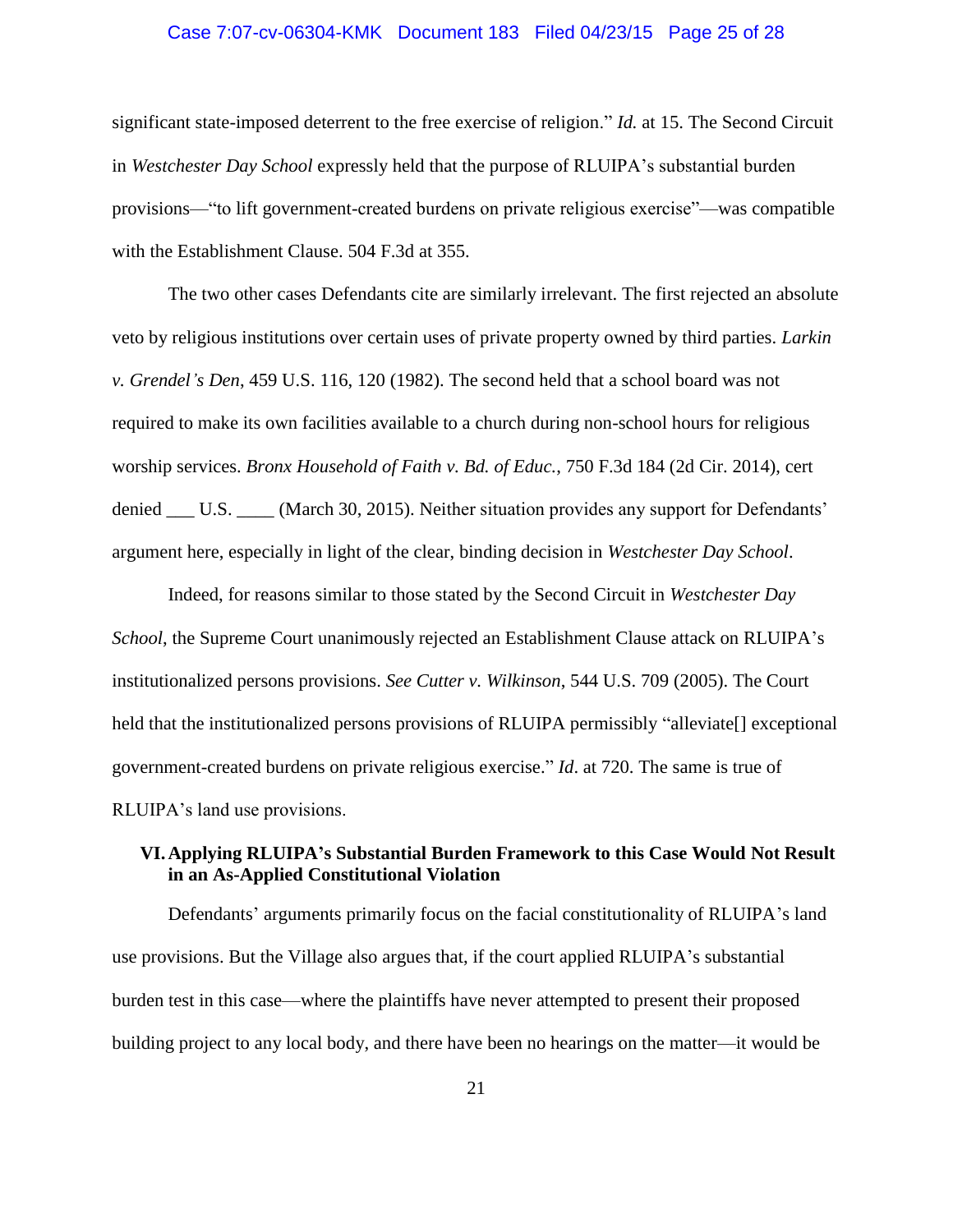significant state-imposed deterrent to the free exercise of religion." *Id.* at 15. The Second Circuit in *Westchester Day School* expressly held that the purpose of RLUIPA's substantial burden provisions—"to lift government-created burdens on private religious exercise"—was compatible with the Establishment Clause. 504 F.3d at 355.

The two other cases Defendants cite are similarly irrelevant. The first rejected an absolute veto by religious institutions over certain uses of private property owned by third parties. *Larkin v. Grendel's Den*, 459 U.S. 116, 120 (1982). The second held that a school board was not required to make its own facilities available to a church during non-school hours for religious worship services. *Bronx Household of Faith v. Bd. of Educ.*, 750 F.3d 184 (2d Cir. 2014), cert denied ___ U.S. ____ (March 30, 2015). Neither situation provides any support for Defendants' argument here, especially in light of the clear, binding decision in *Westchester Day School*.

Indeed, for reasons similar to those stated by the Second Circuit in *Westchester Day School*, the Supreme Court unanimously rejected an Establishment Clause attack on RLUIPA's institutionalized persons provisions. *See Cutter v. Wilkinson*, 544 U.S. 709 (2005). The Court held that the institutionalized persons provisions of RLUIPA permissibly "alleviate[] exceptional government-created burdens on private religious exercise." *Id*. at 720. The same is true of RLUIPA's land use provisions.

### VI. Applying RLUIPA's Substantial Burden Framework to this Case Would Not Result in an As-Applied Constitutional Violation

Defendants' arguments primarily focus on the facial constitutionality of RLUIPA's land use provisions. But the Village also argues that, if the court applied RLUIPA's substantial burden test in this case—where the plaintiffs have never attempted to present their proposed building project to any local body, and there have been no hearings on the matter—it would be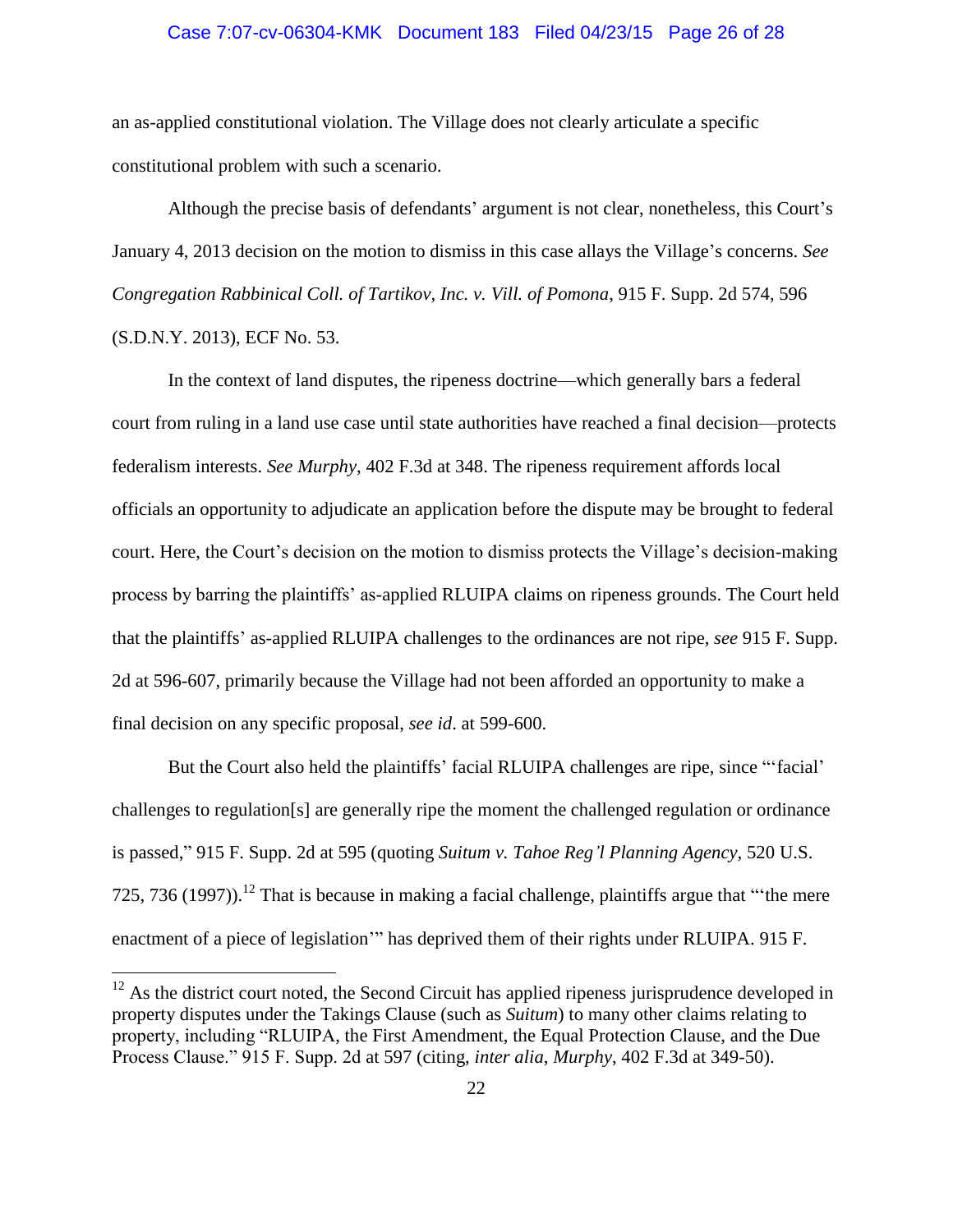an as-applied constitutional violation. The Village does not clearly articulate a specific constitutional problem with such a scenario.

Although the precise basis of defendants' argument is not clear, nonetheless, this Court's January 4, 2013 decision on the motion to dismiss in this case allays the Village's concerns. *See Congregation Rabbinical Coll. of Tartikov, Inc. v. Vill. of Pomona*, 915 F. Supp. 2d 574, 596 (S.D.N.Y. 2013), ECF No. 53.

In the context of land disputes, the ripeness doctrine—which generally bars a federal court from ruling in a land use case until state authorities have reached a final decision—protects federalism interests. *See Murphy*, 402 F.3d at 348. The ripeness requirement affords local officials an opportunity to adjudicate an application before the dispute may be brought to federal court. Here, the Court's decision on the motion to dismiss protects the Village's decision-making process by barring the plaintiffs' as-applied RLUIPA claims on ripeness grounds. The Court held that the plaintiffs' as-applied RLUIPA challenges to the ordinances are not ripe, *see* 915 F. Supp. 2d at 596-607, primarily because the Village had not been afforded an opportunity to make a final decision on any specific proposal, *see id*. at 599-600.

But the Court also held the plaintiffs' facial RLUIPA challenges are ripe, since "'facial' challenges to regulation[s] are generally ripe the moment the challenged regulation or ordinance is passed," 915 F. Supp. 2d at 595 (quoting *Suitum v. Tahoe Reg'l Planning Agency*, 520 U.S. 725, 736 (1997)).[12] That is because in making a facial challenge, plaintiffs argue that "'the mere enactment of a piece of legislation'" has deprived them of their rights under RLUIPA. 915 F.

[12] As the district court noted, the Second Circuit has applied ripeness jurisprudence developed in property disputes under the Takings Clause (such as *Suitum*) to many other claims relating to property, including "RLUIPA, the First Amendment, the Equal Protection Clause, and the Due Process Clause." 915 F. Supp. 2d at 597 (citing, *inter alia*, *Murphy*, 402 F.3d at 349-50).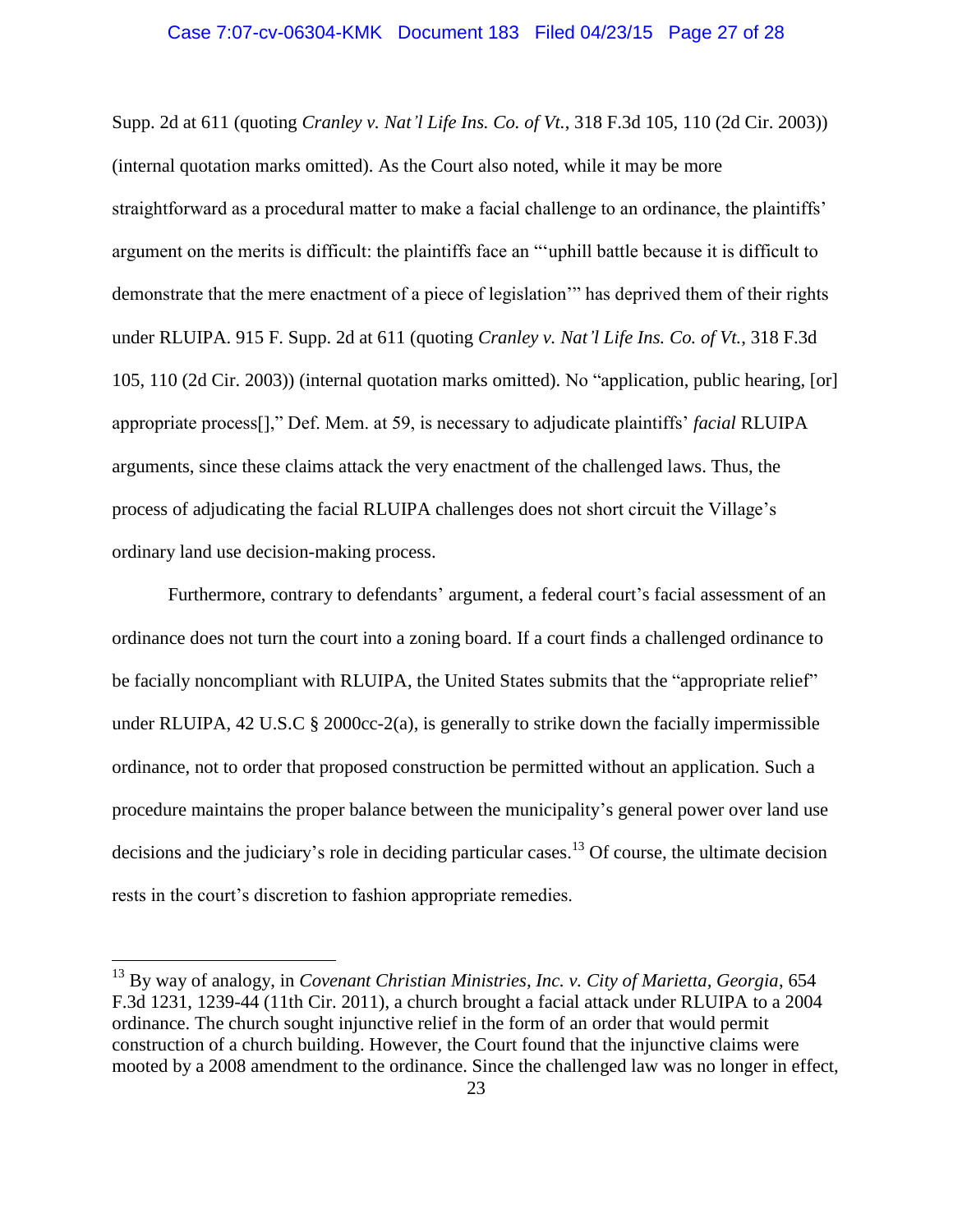Supp. 2d at 611 (quoting *Cranley v. Nat'l Life Ins. Co. of Vt.*, 318 F.3d 105, 110 (2d Cir. 2003)) (internal quotation marks omitted). As the Court also noted, while it may be more straightforward as a procedural matter to make a facial challenge to an ordinance, the plaintiffs' argument on the merits is difficult: the plaintiffs face an "'uphill battle because it is difficult to demonstrate that the mere enactment of a piece of legislation'" has deprived them of their rights under RLUIPA. 915 F. Supp. 2d at 611 (quoting *Cranley v. Nat'l Life Ins. Co. of Vt.*, 318 F.3d 105, 110 (2d Cir. 2003)) (internal quotation marks omitted). No "application, public hearing, [or] appropriate process[]," Def. Mem. at 59, is necessary to adjudicate plaintiffs' *facial* RLUIPA arguments, since these claims attack the very enactment of the challenged laws. Thus, the process of adjudicating the facial RLUIPA challenges does not short circuit the Village's ordinary land use decision-making process.

Furthermore, contrary to defendants' argument, a federal court's facial assessment of an ordinance does not turn the court into a zoning board. If a court finds a challenged ordinance to be facially noncompliant with RLUIPA, the United States submits that the "appropriate relief" under RLUIPA, 42 U.S.C § 2000cc-2(a), is generally to strike down the facially impermissible ordinance, not to order that proposed construction be permitted without an application. Such a procedure maintains the proper balance between the municipality's general power over land use decisions and the judiciary's role in deciding particular cases.[13] Of course, the ultimate decision rests in the court's discretion to fashion appropriate remedies.

---

[13] By way of analogy, in *Covenant Christian Ministries, Inc. v. City of Marietta, Georgia*, 654 F.3d 1231, 1239-44 (11th Cir. 2011), a church brought a facial attack under RLUIPA to a 2004 ordinance. The church sought injunctive relief in the form of an order that would permit construction of a church building. However, the Court found that the injunctive claims were mooted by a 2008 amendment to the ordinance. Since the challenged law was no longer in effect,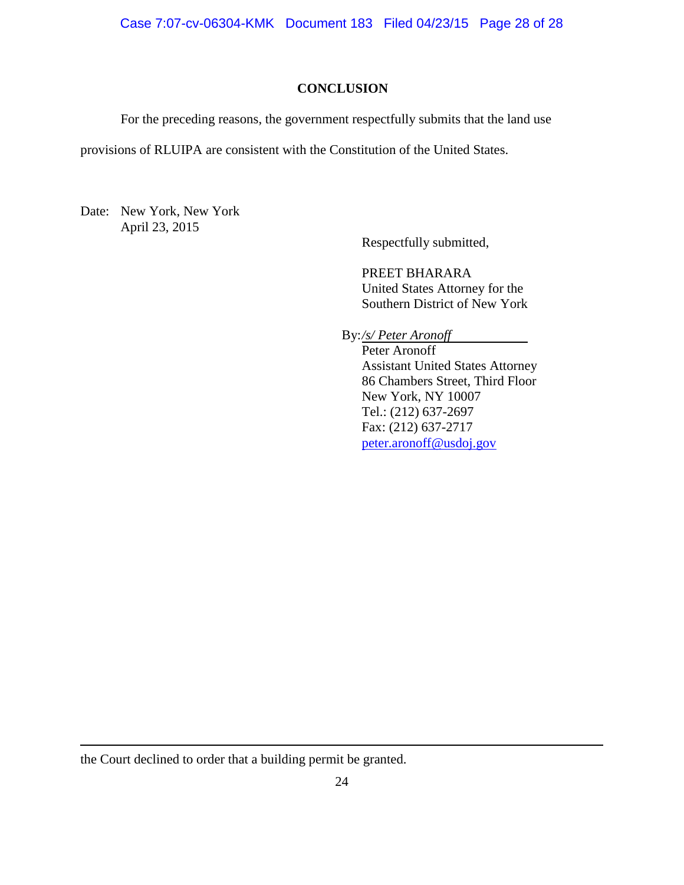## CONCLUSION

For the preceding reasons, the government respectfully submits that the land use provisions of RLUIPA are consistent with the Constitution of the United States.

Date: New York, New York
April 23, 2015

Respectfully submitted,

PREET BHARARA
United States Attorney for the
Southern District of New York

By: */s/ Peter Aronoff*
Peter Aronoff
Assistant United States Attorney
86 Chambers Street, Third Floor
New York, NY 10007
Tel.: (212) 637-2697
Fax: (212) 637-2717
peter.aronoff@usdoj.gov

---

the Court declined to order that a building permit be granted.